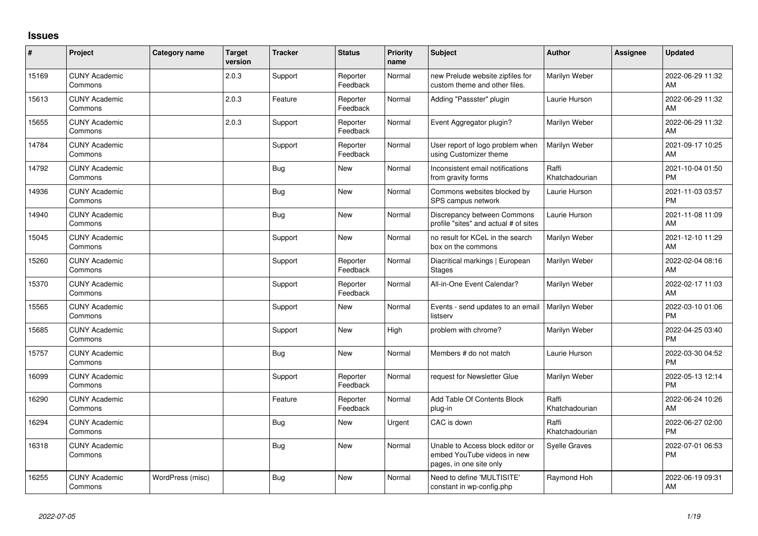## Issues

| # | Project | Category name | Target version | Tracker | Status | Priority name | Subject | Author | Assignee | Updated |
|---|---|---|---|---|---|---|---|---|---|---|
| 15169 | CUNY Academic Commons | | 2.0.3 | Support | Reporter Feedback | Normal | new Prelude website zipfiles for custom theme and other files. | Marilyn Weber | | 2022-06-29 11:32 AM |
| 15613 | CUNY Academic Commons | | 2.0.3 | Feature | Reporter Feedback | Normal | Adding "Passster" plugin | Laurie Hurson | | 2022-06-29 11:32 AM |
| 15655 | CUNY Academic Commons | | 2.0.3 | Support | Reporter Feedback | Normal | Event Aggregator plugin? | Marilyn Weber | | 2022-06-29 11:32 AM |
| 14784 | CUNY Academic Commons | | | Support | Reporter Feedback | Normal | User report of logo problem when using Customizer theme | Marilyn Weber | | 2021-09-17 10:25 AM |
| 14792 | CUNY Academic Commons | | | Bug | New | Normal | Inconsistent email notifications from gravity forms | Raffi Khatchadourian | | 2021-10-04 01:50 PM |
| 14936 | CUNY Academic Commons | | | Bug | New | Normal | Commons websites blocked by SPS campus network | Laurie Hurson | | 2021-11-03 03:57 PM |
| 14940 | CUNY Academic Commons | | | Bug | New | Normal | Discrepancy between Commons profile "sites" and actual # of sites | Laurie Hurson | | 2021-11-08 11:09 AM |
| 15045 | CUNY Academic Commons | | | Support | New | Normal | no result for KCeL in the search box on the commons | Marilyn Weber | | 2021-12-10 11:29 AM |
| 15260 | CUNY Academic Commons | | | Support | Reporter Feedback | Normal | Diacritical markings \| European Stages | Marilyn Weber | | 2022-02-04 08:16 AM |
| 15370 | CUNY Academic Commons | | | Support | Reporter Feedback | Normal | All-in-One Event Calendar? | Marilyn Weber | | 2022-02-17 11:03 AM |
| 15565 | CUNY Academic Commons | | | Support | New | Normal | Events - send updates to an email listserv | Marilyn Weber | | 2022-03-10 01:06 PM |
| 15685 | CUNY Academic Commons | | | Support | New | High | problem with chrome? | Marilyn Weber | | 2022-04-25 03:40 PM |
| 15757 | CUNY Academic Commons | | | Bug | New | Normal | Members # do not match | Laurie Hurson | | 2022-03-30 04:52 PM |
| 16099 | CUNY Academic Commons | | | Support | Reporter Feedback | Normal | request for Newsletter Glue | Marilyn Weber | | 2022-05-13 12:14 PM |
| 16290 | CUNY Academic Commons | | | Feature | Reporter Feedback | Normal | Add Table Of Contents Block plug-in | Raffi Khatchadourian | | 2022-06-24 10:26 AM |
| 16294 | CUNY Academic Commons | | | Bug | New | Urgent | CAC is down | Raffi Khatchadourian | | 2022-06-27 02:00 PM |
| 16318 | CUNY Academic Commons | | | Bug | New | Normal | Unable to Access block editor or embed YouTube videos in new pages, in one site only | Syelle Graves | | 2022-07-01 06:53 PM |
| 16255 | CUNY Academic Commons | WordPress (misc) | | Bug | New | Normal | Need to define 'MULTISITE' constant in wp-config.php | Raymond Hoh | | 2022-06-19 09:31 AM |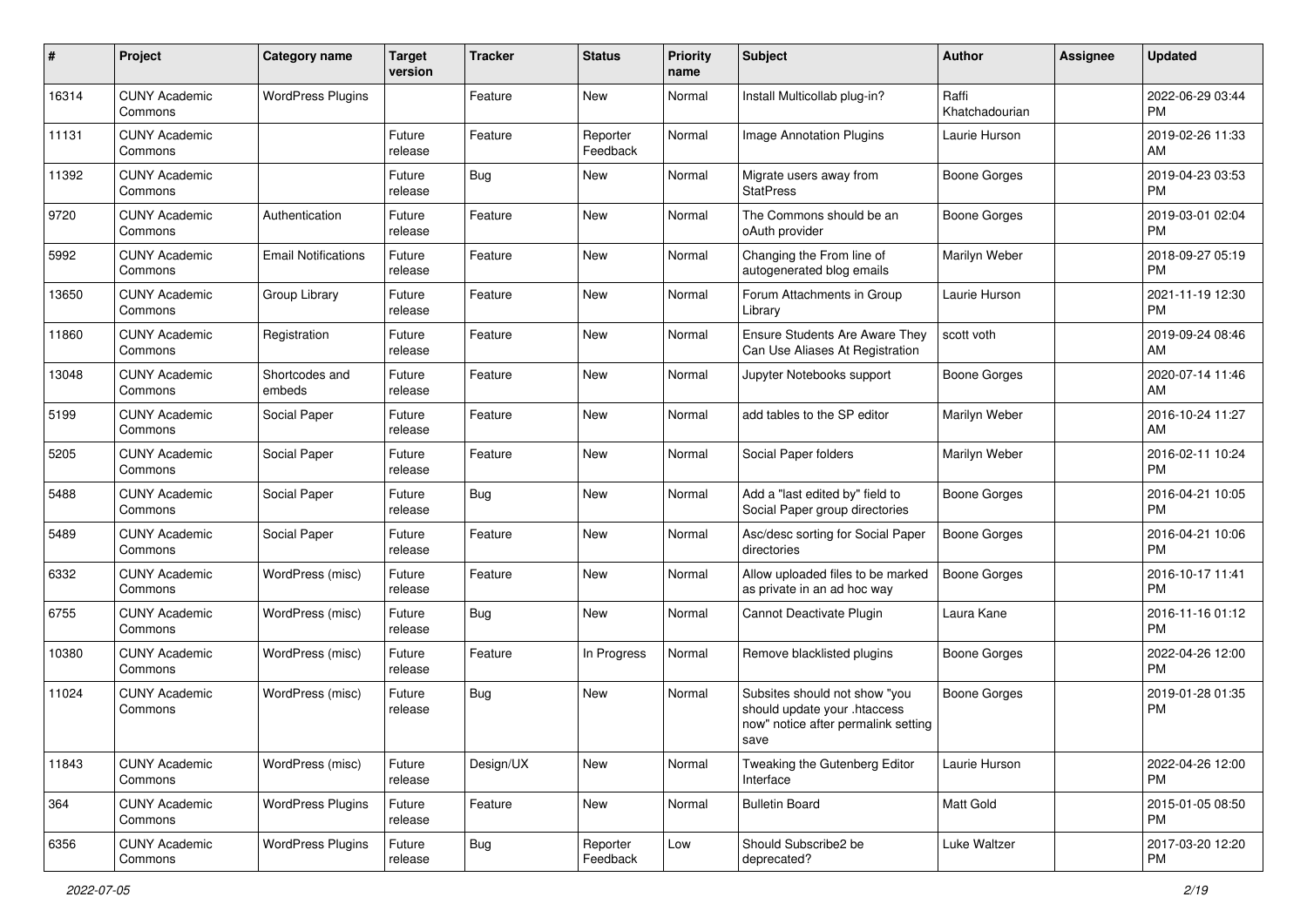| # | Project | Category name | Target version | Tracker | Status | Priority name | Subject | Author | Assignee | Updated |
|---|---|---|---|---|---|---|---|---|---|---|
| 16314 | CUNY Academic Commons | WordPress Plugins | | Feature | New | Normal | Install Multicollab plug-in? | Raffi Khatchadourian | | 2022-06-29 03:44 PM |
| 11131 | CUNY Academic Commons | | Future release | Feature | Reporter Feedback | Normal | Image Annotation Plugins | Laurie Hurson | | 2019-02-26 11:33 AM |
| 11392 | CUNY Academic Commons | | Future release | Bug | New | Normal | Migrate users away from StatPress | Boone Gorges | | 2019-04-23 03:53 PM |
| 9720 | CUNY Academic Commons | Authentication | Future release | Feature | New | Normal | The Commons should be an oAuth provider | Boone Gorges | | 2019-03-01 02:04 PM |
| 5992 | CUNY Academic Commons | Email Notifications | Future release | Feature | New | Normal | Changing the From line of autogenerated blog emails | Marilyn Weber | | 2018-09-27 05:19 PM |
| 13650 | CUNY Academic Commons | Group Library | Future release | Feature | New | Normal | Forum Attachments in Group Library | Laurie Hurson | | 2021-11-19 12:30 PM |
| 11860 | CUNY Academic Commons | Registration | Future release | Feature | New | Normal | Ensure Students Are Aware They Can Use Aliases At Registration | scott voth | | 2019-09-24 08:46 AM |
| 13048 | CUNY Academic Commons | Shortcodes and embeds | Future release | Feature | New | Normal | Jupyter Notebooks support | Boone Gorges | | 2020-07-14 11:46 AM |
| 5199 | CUNY Academic Commons | Social Paper | Future release | Feature | New | Normal | add tables to the SP editor | Marilyn Weber | | 2016-10-24 11:27 AM |
| 5205 | CUNY Academic Commons | Social Paper | Future release | Feature | New | Normal | Social Paper folders | Marilyn Weber | | 2016-02-11 10:24 PM |
| 5488 | CUNY Academic Commons | Social Paper | Future release | Bug | New | Normal | Add a "last edited by" field to Social Paper group directories | Boone Gorges | | 2016-04-21 10:05 PM |
| 5489 | CUNY Academic Commons | Social Paper | Future release | Feature | New | Normal | Asc/desc sorting for Social Paper directories | Boone Gorges | | 2016-04-21 10:06 PM |
| 6332 | CUNY Academic Commons | WordPress (misc) | Future release | Feature | New | Normal | Allow uploaded files to be marked as private in an ad hoc way | Boone Gorges | | 2016-10-17 11:41 PM |
| 6755 | CUNY Academic Commons | WordPress (misc) | Future release | Bug | New | Normal | Cannot Deactivate Plugin | Laura Kane | | 2016-11-16 01:12 PM |
| 10380 | CUNY Academic Commons | WordPress (misc) | Future release | Feature | In Progress | Normal | Remove blacklisted plugins | Boone Gorges | | 2022-04-26 12:00 PM |
| 11024 | CUNY Academic Commons | WordPress (misc) | Future release | Bug | New | Normal | Subsites should not show "you should update your .htaccess now" notice after permalink setting save | Boone Gorges | | 2019-01-28 01:35 PM |
| 11843 | CUNY Academic Commons | WordPress (misc) | Future release | Design/UX | New | Normal | Tweaking the Gutenberg Editor Interface | Laurie Hurson | | 2022-04-26 12:00 PM |
| 364 | CUNY Academic Commons | WordPress Plugins | Future release | Feature | New | Normal | Bulletin Board | Matt Gold | | 2015-01-05 08:50 PM |
| 6356 | CUNY Academic Commons | WordPress Plugins | Future release | Bug | Reporter Feedback | Low | Should Subscribe2 be deprecated? | Luke Waltzer | | 2017-03-20 12:20 PM |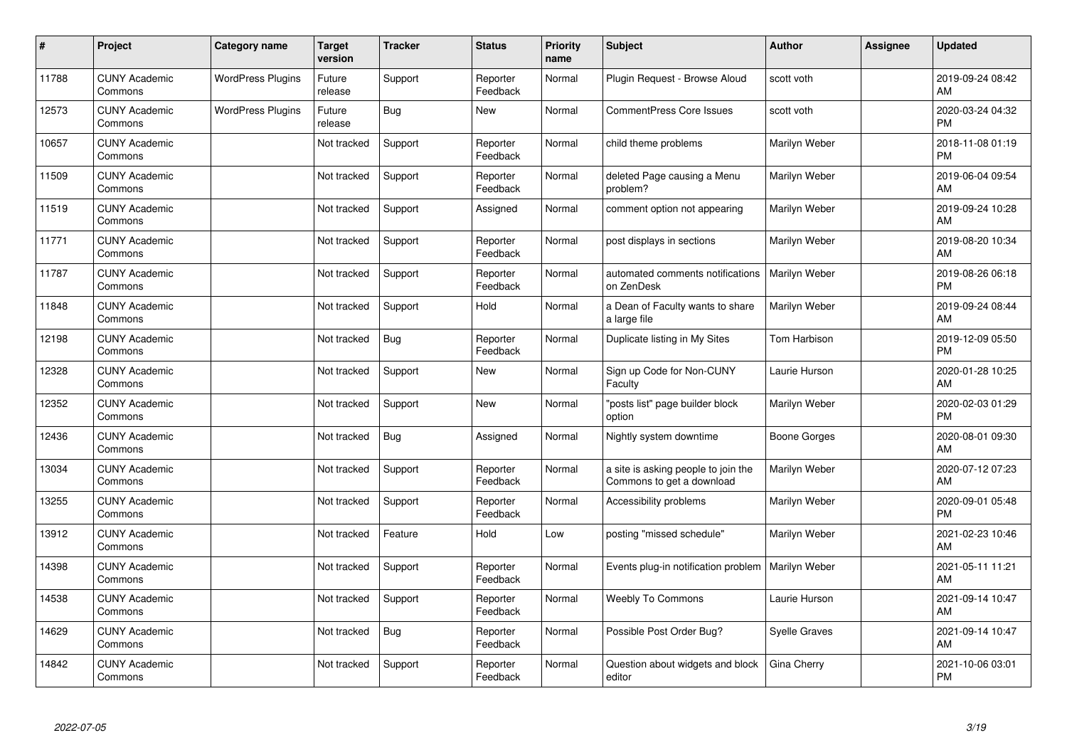| # | Project | Category name | Target version | Tracker | Status | Priority name | Subject | Author | Assignee | Updated |
|---|---|---|---|---|---|---|---|---|---|---|
| 11788 | CUNY Academic Commons | WordPress Plugins | Future release | Support | Reporter Feedback | Normal | Plugin Request - Browse Aloud | scott voth | | 2019-09-24 08:42 AM |
| 12573 | CUNY Academic Commons | WordPress Plugins | Future release | Bug | New | Normal | CommentPress Core Issues | scott voth | | 2020-03-24 04:32 PM |
| 10657 | CUNY Academic Commons | | Not tracked | Support | Reporter Feedback | Normal | child theme problems | Marilyn Weber | | 2018-11-08 01:19 PM |
| 11509 | CUNY Academic Commons | | Not tracked | Support | Reporter Feedback | Normal | deleted Page causing a Menu problem? | Marilyn Weber | | 2019-06-04 09:54 AM |
| 11519 | CUNY Academic Commons | | Not tracked | Support | Assigned | Normal | comment option not appearing | Marilyn Weber | | 2019-09-24 10:28 AM |
| 11771 | CUNY Academic Commons | | Not tracked | Support | Reporter Feedback | Normal | post displays in sections | Marilyn Weber | | 2019-08-20 10:34 AM |
| 11787 | CUNY Academic Commons | | Not tracked | Support | Reporter Feedback | Normal | automated comments notifications on ZenDesk | Marilyn Weber | | 2019-08-26 06:18 PM |
| 11848 | CUNY Academic Commons | | Not tracked | Support | Hold | Normal | a Dean of Faculty wants to share a large file | Marilyn Weber | | 2019-09-24 08:44 AM |
| 12198 | CUNY Academic Commons | | Not tracked | Bug | Reporter Feedback | Normal | Duplicate listing in My Sites | Tom Harbison | | 2019-12-09 05:50 PM |
| 12328 | CUNY Academic Commons | | Not tracked | Support | New | Normal | Sign up Code for Non-CUNY Faculty | Laurie Hurson | | 2020-01-28 10:25 AM |
| 12352 | CUNY Academic Commons | | Not tracked | Support | New | Normal | "posts list" page builder block option | Marilyn Weber | | 2020-02-03 01:29 PM |
| 12436 | CUNY Academic Commons | | Not tracked | Bug | Assigned | Normal | Nightly system downtime | Boone Gorges | | 2020-08-01 09:30 AM |
| 13034 | CUNY Academic Commons | | Not tracked | Support | Reporter Feedback | Normal | a site is asking people to join the Commons to get a download | Marilyn Weber | | 2020-07-12 07:23 AM |
| 13255 | CUNY Academic Commons | | Not tracked | Support | Reporter Feedback | Normal | Accessibility problems | Marilyn Weber | | 2020-09-01 05:48 PM |
| 13912 | CUNY Academic Commons | | Not tracked | Feature | Hold | Low | posting "missed schedule" | Marilyn Weber | | 2021-02-23 10:46 AM |
| 14398 | CUNY Academic Commons | | Not tracked | Support | Reporter Feedback | Normal | Events plug-in notification problem | Marilyn Weber | | 2021-05-11 11:21 AM |
| 14538 | CUNY Academic Commons | | Not tracked | Support | Reporter Feedback | Normal | Weebly To Commons | Laurie Hurson | | 2021-09-14 10:47 AM |
| 14629 | CUNY Academic Commons | | Not tracked | Bug | Reporter Feedback | Normal | Possible Post Order Bug? | Syelle Graves | | 2021-09-14 10:47 AM |
| 14842 | CUNY Academic Commons | | Not tracked | Support | Reporter Feedback | Normal | Question about widgets and block editor | Gina Cherry | | 2021-10-06 03:01 PM |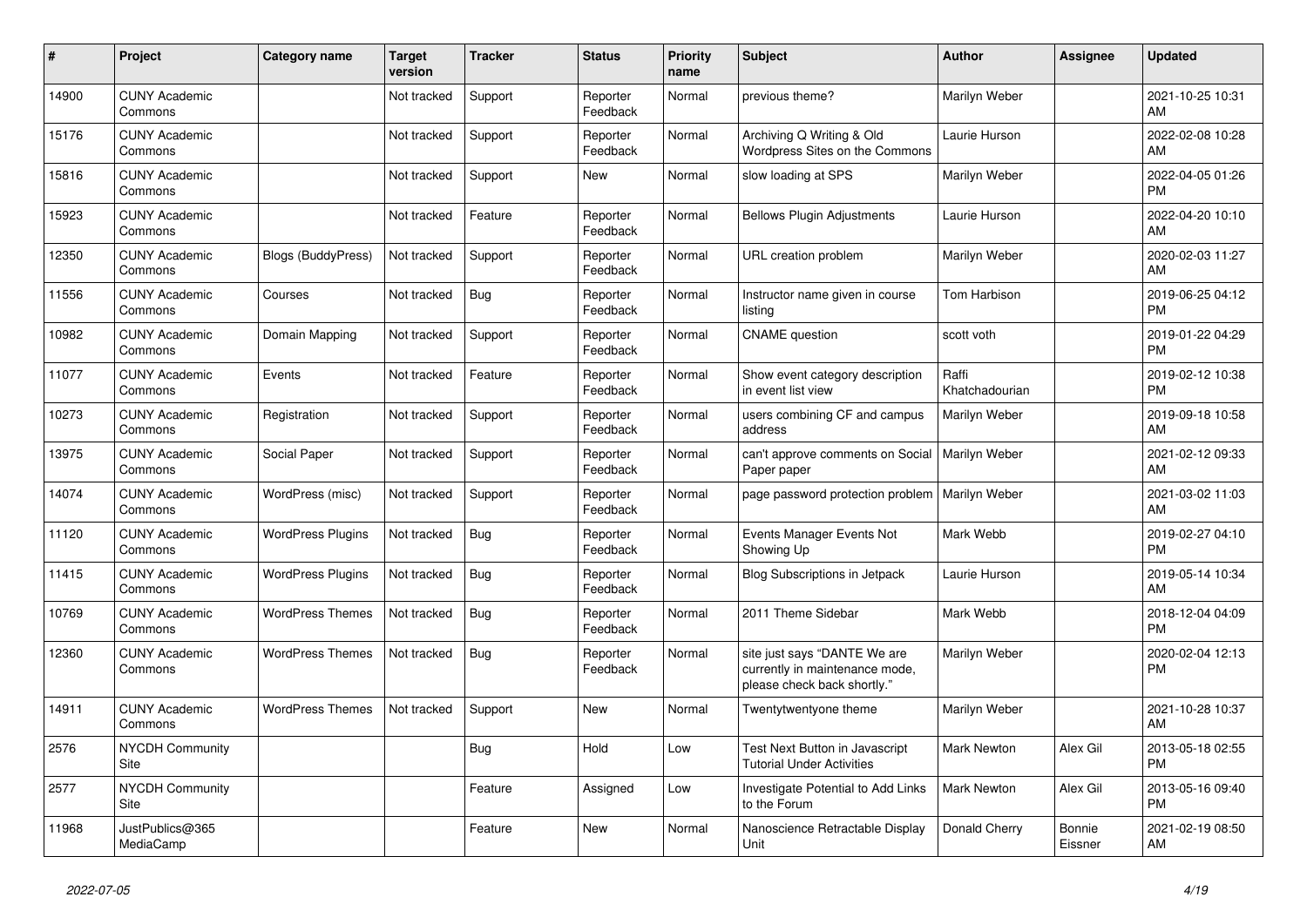| # | Project | Category name | Target version | Tracker | Status | Priority name | Subject | Author | Assignee | Updated |
|---|---|---|---|---|---|---|---|---|---|---|
| 14900 | CUNY Academic Commons | | Not tracked | Support | Reporter Feedback | Normal | previous theme? | Marilyn Weber | | 2021-10-25 10:31 AM |
| 15176 | CUNY Academic Commons | | Not tracked | Support | Reporter Feedback | Normal | Archiving Q Writing & Old Wordpress Sites on the Commons | Laurie Hurson | | 2022-02-08 10:28 AM |
| 15816 | CUNY Academic Commons | | Not tracked | Support | New | Normal | slow loading at SPS | Marilyn Weber | | 2022-04-05 01:26 PM |
| 15923 | CUNY Academic Commons | | Not tracked | Feature | Reporter Feedback | Normal | Bellows Plugin Adjustments | Laurie Hurson | | 2022-04-20 10:10 AM |
| 12350 | CUNY Academic Commons | Blogs (BuddyPress) | Not tracked | Support | Reporter Feedback | Normal | URL creation problem | Marilyn Weber | | 2020-02-03 11:27 AM |
| 11556 | CUNY Academic Commons | Courses | Not tracked | Bug | Reporter Feedback | Normal | Instructor name given in course listing | Tom Harbison | | 2019-06-25 04:12 PM |
| 10982 | CUNY Academic Commons | Domain Mapping | Not tracked | Support | Reporter Feedback | Normal | CNAME question | scott voth | | 2019-01-22 04:29 PM |
| 11077 | CUNY Academic Commons | Events | Not tracked | Feature | Reporter Feedback | Normal | Show event category description in event list view | Raffi Khatchadourian | | 2019-02-12 10:38 PM |
| 10273 | CUNY Academic Commons | Registration | Not tracked | Support | Reporter Feedback | Normal | users combining CF and campus address | Marilyn Weber | | 2019-09-18 10:58 AM |
| 13975 | CUNY Academic Commons | Social Paper | Not tracked | Support | Reporter Feedback | Normal | can't approve comments on Social Paper paper | Marilyn Weber | | 2021-02-12 09:33 AM |
| 14074 | CUNY Academic Commons | WordPress (misc) | Not tracked | Support | Reporter Feedback | Normal | page password protection problem | Marilyn Weber | | 2021-03-02 11:03 AM |
| 11120 | CUNY Academic Commons | WordPress Plugins | Not tracked | Bug | Reporter Feedback | Normal | Events Manager Events Not Showing Up | Mark Webb | | 2019-02-27 04:10 PM |
| 11415 | CUNY Academic Commons | WordPress Plugins | Not tracked | Bug | Reporter Feedback | Normal | Blog Subscriptions in Jetpack | Laurie Hurson | | 2019-05-14 10:34 AM |
| 10769 | CUNY Academic Commons | WordPress Themes | Not tracked | Bug | Reporter Feedback | Normal | 2011 Theme Sidebar | Mark Webb | | 2018-12-04 04:09 PM |
| 12360 | CUNY Academic Commons | WordPress Themes | Not tracked | Bug | Reporter Feedback | Normal | site just says "DANTE We are currently in maintenance mode, please check back shortly." | Marilyn Weber | | 2020-02-04 12:13 PM |
| 14911 | CUNY Academic Commons | WordPress Themes | Not tracked | Support | New | Normal | Twentytwentyone theme | Marilyn Weber | | 2021-10-28 10:37 AM |
| 2576 | NYCDH Community Site | | | Bug | Hold | Low | Test Next Button in Javascript Tutorial Under Activities | Mark Newton | Alex Gil | 2013-05-18 02:55 PM |
| 2577 | NYCDH Community Site | | | Feature | Assigned | Low | Investigate Potential to Add Links to the Forum | Mark Newton | Alex Gil | 2013-05-16 09:40 PM |
| 11968 | JustPublics@365 MediaCamp | | | Feature | New | Normal | Nanoscience Retractable Display Unit | Donald Cherry | Bonnie Eissner | 2021-02-19 08:50 AM |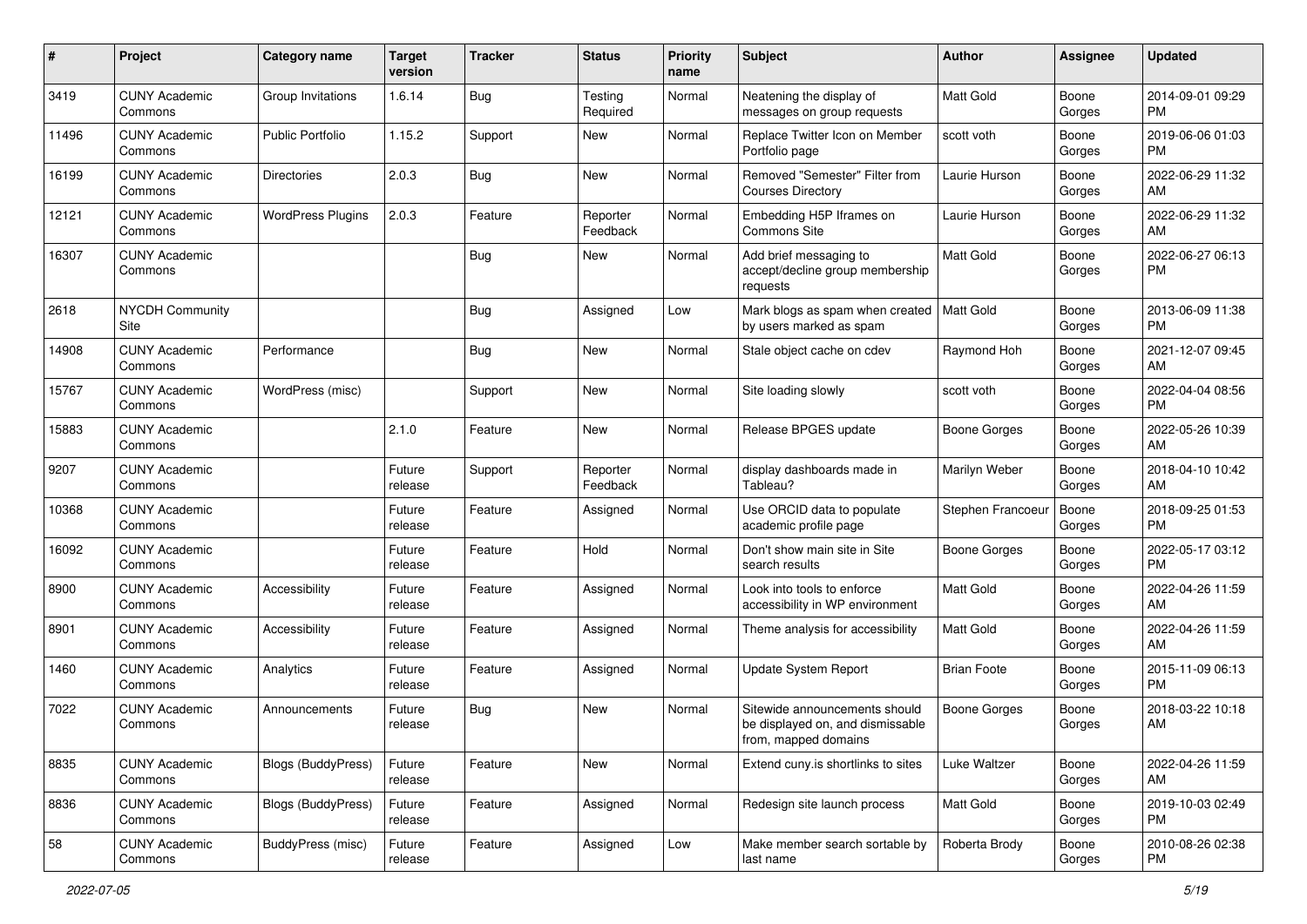| # | Project | Category name | Target version | Tracker | Status | Priority name | Subject | Author | Assignee | Updated |
|---|---|---|---|---|---|---|---|---|---|---|
| 3419 | CUNY Academic Commons | Group Invitations | 1.6.14 | Bug | Testing Required | Normal | Neatening the display of messages on group requests | Matt Gold | Boone Gorges | 2014-09-01 09:29 PM |
| 11496 | CUNY Academic Commons | Public Portfolio | 1.15.2 | Support | New | Normal | Replace Twitter Icon on Member Portfolio page | scott voth | Boone Gorges | 2019-06-06 01:03 PM |
| 16199 | CUNY Academic Commons | Directories | 2.0.3 | Bug | New | Normal | Removed "Semester" Filter from Courses Directory | Laurie Hurson | Boone Gorges | 2022-06-29 11:32 AM |
| 12121 | CUNY Academic Commons | WordPress Plugins | 2.0.3 | Feature | Reporter Feedback | Normal | Embedding H5P Iframes on Commons Site | Laurie Hurson | Boone Gorges | 2022-06-29 11:32 AM |
| 16307 | CUNY Academic Commons | | | Bug | New | Normal | Add brief messaging to accept/decline group membership requests | Matt Gold | Boone Gorges | 2022-06-27 06:13 PM |
| 2618 | NYCDH Community Site | | | Bug | Assigned | Low | Mark blogs as spam when created by users marked as spam | Matt Gold | Boone Gorges | 2013-06-09 11:38 PM |
| 14908 | CUNY Academic Commons | Performance | | Bug | New | Normal | Stale object cache on cdev | Raymond Hoh | Boone Gorges | 2021-12-07 09:45 AM |
| 15767 | CUNY Academic Commons | WordPress (misc) | | Support | New | Normal | Site loading slowly | scott voth | Boone Gorges | 2022-04-04 08:56 PM |
| 15883 | CUNY Academic Commons | | 2.1.0 | Feature | New | Normal | Release BPGES update | Boone Gorges | Boone Gorges | 2022-05-26 10:39 AM |
| 9207 | CUNY Academic Commons | | Future release | Support | Reporter Feedback | Normal | display dashboards made in Tableau? | Marilyn Weber | Boone Gorges | 2018-04-10 10:42 AM |
| 10368 | CUNY Academic Commons | | Future release | Feature | Assigned | Normal | Use ORCID data to populate academic profile page | Stephen Francoeur | Boone Gorges | 2018-09-25 01:53 PM |
| 16092 | CUNY Academic Commons | | Future release | Feature | Hold | Normal | Don't show main site in Site search results | Boone Gorges | Boone Gorges | 2022-05-17 03:12 PM |
| 8900 | CUNY Academic Commons | Accessibility | Future release | Feature | Assigned | Normal | Look into tools to enforce accessibility in WP environment | Matt Gold | Boone Gorges | 2022-04-26 11:59 AM |
| 8901 | CUNY Academic Commons | Accessibility | Future release | Feature | Assigned | Normal | Theme analysis for accessibility | Matt Gold | Boone Gorges | 2022-04-26 11:59 AM |
| 1460 | CUNY Academic Commons | Analytics | Future release | Feature | Assigned | Normal | Update System Report | Brian Foote | Boone Gorges | 2015-11-09 06:13 PM |
| 7022 | CUNY Academic Commons | Announcements | Future release | Bug | New | Normal | Sitewide announcements should be displayed on, and dismissable from, mapped domains | Boone Gorges | Boone Gorges | 2018-03-22 10:18 AM |
| 8835 | CUNY Academic Commons | Blogs (BuddyPress) | Future release | Feature | New | Normal | Extend cuny.is shortlinks to sites | Luke Waltzer | Boone Gorges | 2022-04-26 11:59 AM |
| 8836 | CUNY Academic Commons | Blogs (BuddyPress) | Future release | Feature | Assigned | Normal | Redesign site launch process | Matt Gold | Boone Gorges | 2019-10-03 02:49 PM |
| 58 | CUNY Academic Commons | BuddyPress (misc) | Future release | Feature | Assigned | Low | Make member search sortable by last name | Roberta Brody | Boone Gorges | 2010-08-26 02:38 PM |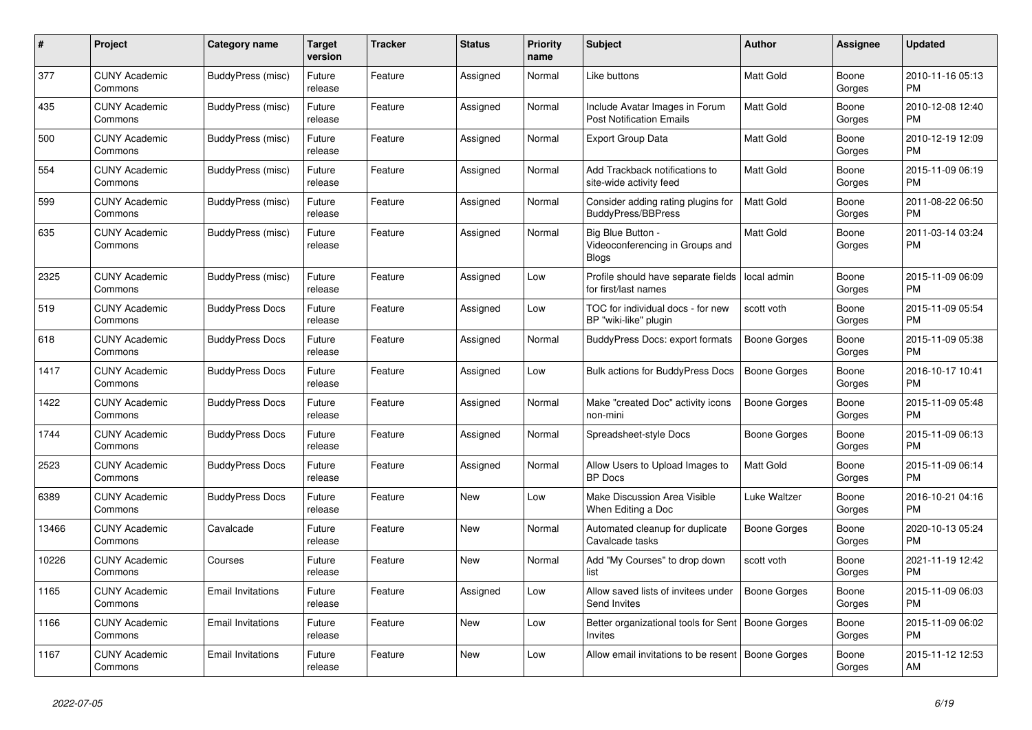| # | Project | Category name | Target version | Tracker | Status | Priority name | Subject | Author | Assignee | Updated |
|---|---|---|---|---|---|---|---|---|---|---|
| 377 | CUNY Academic Commons | BuddyPress (misc) | Future release | Feature | Assigned | Normal | Like buttons | Matt Gold | Boone Gorges | 2010-11-16 05:13 PM |
| 435 | CUNY Academic Commons | BuddyPress (misc) | Future release | Feature | Assigned | Normal | Include Avatar Images in Forum Post Notification Emails | Matt Gold | Boone Gorges | 2010-12-08 12:40 PM |
| 500 | CUNY Academic Commons | BuddyPress (misc) | Future release | Feature | Assigned | Normal | Export Group Data | Matt Gold | Boone Gorges | 2010-12-19 12:09 PM |
| 554 | CUNY Academic Commons | BuddyPress (misc) | Future release | Feature | Assigned | Normal | Add Trackback notifications to site-wide activity feed | Matt Gold | Boone Gorges | 2015-11-09 06:19 PM |
| 599 | CUNY Academic Commons | BuddyPress (misc) | Future release | Feature | Assigned | Normal | Consider adding rating plugins for BuddyPress/BBPress | Matt Gold | Boone Gorges | 2011-08-22 06:50 PM |
| 635 | CUNY Academic Commons | BuddyPress (misc) | Future release | Feature | Assigned | Normal | Big Blue Button - Videoconferencing in Groups and Blogs | Matt Gold | Boone Gorges | 2011-03-14 03:24 PM |
| 2325 | CUNY Academic Commons | BuddyPress (misc) | Future release | Feature | Assigned | Low | Profile should have separate fields for first/last names | local admin | Boone Gorges | 2015-11-09 06:09 PM |
| 519 | CUNY Academic Commons | BuddyPress Docs | Future release | Feature | Assigned | Low | TOC for individual docs - for new BP "wiki-like" plugin | scott voth | Boone Gorges | 2015-11-09 05:54 PM |
| 618 | CUNY Academic Commons | BuddyPress Docs | Future release | Feature | Assigned | Normal | BuddyPress Docs: export formats | Boone Gorges | Boone Gorges | 2015-11-09 05:38 PM |
| 1417 | CUNY Academic Commons | BuddyPress Docs | Future release | Feature | Assigned | Low | Bulk actions for BuddyPress Docs | Boone Gorges | Boone Gorges | 2016-10-17 10:41 PM |
| 1422 | CUNY Academic Commons | BuddyPress Docs | Future release | Feature | Assigned | Normal | Make "created Doc" activity icons non-mini | Boone Gorges | Boone Gorges | 2015-11-09 05:48 PM |
| 1744 | CUNY Academic Commons | BuddyPress Docs | Future release | Feature | Assigned | Normal | Spreadsheet-style Docs | Boone Gorges | Boone Gorges | 2015-11-09 06:13 PM |
| 2523 | CUNY Academic Commons | BuddyPress Docs | Future release | Feature | Assigned | Normal | Allow Users to Upload Images to BP Docs | Matt Gold | Boone Gorges | 2015-11-09 06:14 PM |
| 6389 | CUNY Academic Commons | BuddyPress Docs | Future release | Feature | New | Low | Make Discussion Area Visible When Editing a Doc | Luke Waltzer | Boone Gorges | 2016-10-21 04:16 PM |
| 13466 | CUNY Academic Commons | Cavalcade | Future release | Feature | New | Normal | Automated cleanup for duplicate Cavalcade tasks | Boone Gorges | Boone Gorges | 2020-10-13 05:24 PM |
| 10226 | CUNY Academic Commons | Courses | Future release | Feature | New | Normal | Add "My Courses" to drop down list | scott voth | Boone Gorges | 2021-11-19 12:42 PM |
| 1165 | CUNY Academic Commons | Email Invitations | Future release | Feature | Assigned | Low | Allow saved lists of invitees under Send Invites | Boone Gorges | Boone Gorges | 2015-11-09 06:03 PM |
| 1166 | CUNY Academic Commons | Email Invitations | Future release | Feature | New | Low | Better organizational tools for Sent Invites | Boone Gorges | Boone Gorges | 2015-11-09 06:02 PM |
| 1167 | CUNY Academic Commons | Email Invitations | Future release | Feature | New | Low | Allow email invitations to be resent | Boone Gorges | Boone Gorges | 2015-11-12 12:53 AM |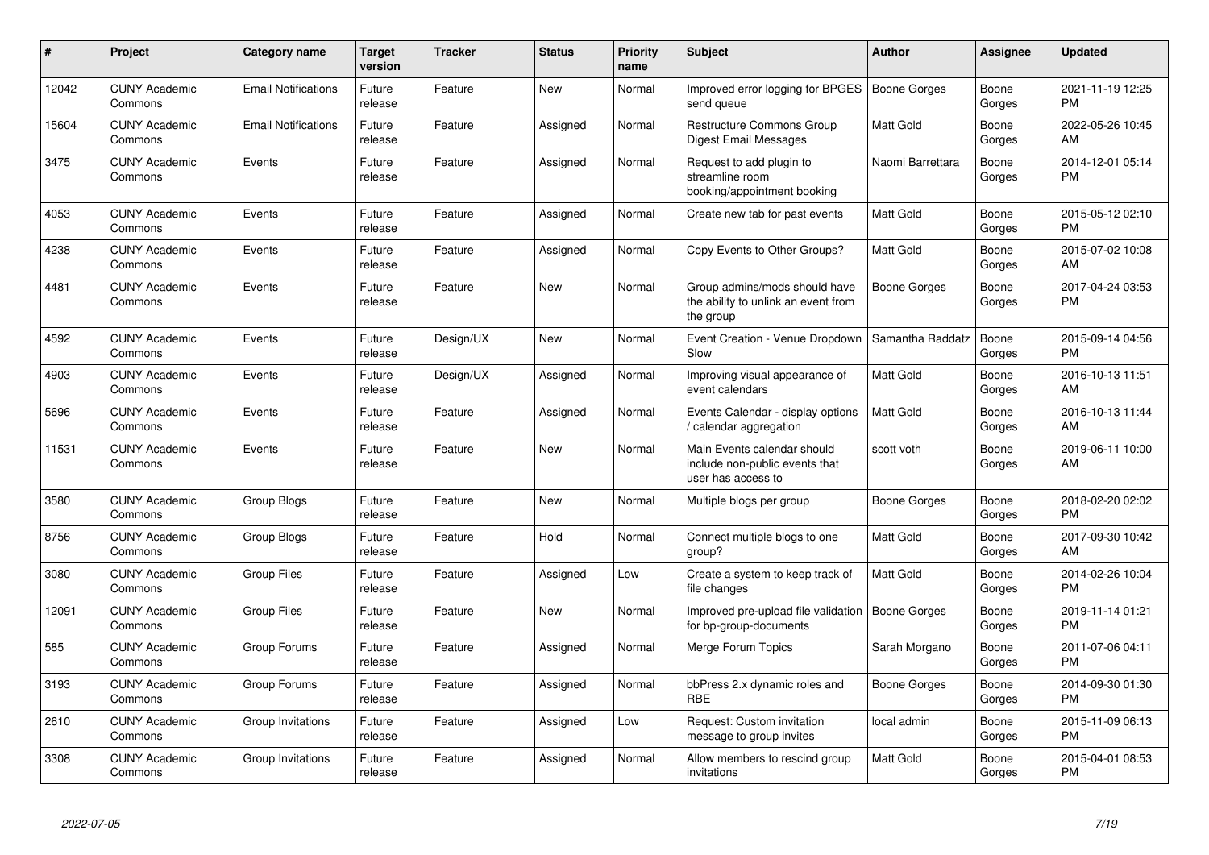| # | Project | Category name | Target version | Tracker | Status | Priority name | Subject | Author | Assignee | Updated |
|---|---|---|---|---|---|---|---|---|---|---|
| 12042 | CUNY Academic Commons | Email Notifications | Future release | Feature | New | Normal | Improved error logging for BPGES send queue | Boone Gorges | Boone Gorges | 2021-11-19 12:25 PM |
| 15604 | CUNY Academic Commons | Email Notifications | Future release | Feature | Assigned | Normal | Restructure Commons Group Digest Email Messages | Matt Gold | Boone Gorges | 2022-05-26 10:45 AM |
| 3475 | CUNY Academic Commons | Events | Future release | Feature | Assigned | Normal | Request to add plugin to streamline room booking/appointment booking | Naomi Barrettara | Boone Gorges | 2014-12-01 05:14 PM |
| 4053 | CUNY Academic Commons | Events | Future release | Feature | Assigned | Normal | Create new tab for past events | Matt Gold | Boone Gorges | 2015-05-12 02:10 PM |
| 4238 | CUNY Academic Commons | Events | Future release | Feature | Assigned | Normal | Copy Events to Other Groups? | Matt Gold | Boone Gorges | 2015-07-02 10:08 AM |
| 4481 | CUNY Academic Commons | Events | Future release | Feature | New | Normal | Group admins/mods should have the ability to unlink an event from the group | Boone Gorges | Boone Gorges | 2017-04-24 03:53 PM |
| 4592 | CUNY Academic Commons | Events | Future release | Design/UX | New | Normal | Event Creation - Venue Dropdown Slow | Samantha Raddatz | Boone Gorges | 2015-09-14 04:56 PM |
| 4903 | CUNY Academic Commons | Events | Future release | Design/UX | Assigned | Normal | Improving visual appearance of event calendars | Matt Gold | Boone Gorges | 2016-10-13 11:51 AM |
| 5696 | CUNY Academic Commons | Events | Future release | Feature | Assigned | Normal | Events Calendar - display options / calendar aggregation | Matt Gold | Boone Gorges | 2016-10-13 11:44 AM |
| 11531 | CUNY Academic Commons | Events | Future release | Feature | New | Normal | Main Events calendar should include non-public events that user has access to | scott voth | Boone Gorges | 2019-06-11 10:00 AM |
| 3580 | CUNY Academic Commons | Group Blogs | Future release | Feature | New | Normal | Multiple blogs per group | Boone Gorges | Boone Gorges | 2018-02-20 02:02 PM |
| 8756 | CUNY Academic Commons | Group Blogs | Future release | Feature | Hold | Normal | Connect multiple blogs to one group? | Matt Gold | Boone Gorges | 2017-09-30 10:42 AM |
| 3080 | CUNY Academic Commons | Group Files | Future release | Feature | Assigned | Low | Create a system to keep track of file changes | Matt Gold | Boone Gorges | 2014-02-26 10:04 PM |
| 12091 | CUNY Academic Commons | Group Files | Future release | Feature | New | Normal | Improved pre-upload file validation for bp-group-documents | Boone Gorges | Boone Gorges | 2019-11-14 01:21 PM |
| 585 | CUNY Academic Commons | Group Forums | Future release | Feature | Assigned | Normal | Merge Forum Topics | Sarah Morgano | Boone Gorges | 2011-07-06 04:11 PM |
| 3193 | CUNY Academic Commons | Group Forums | Future release | Feature | Assigned | Normal | bbPress 2.x dynamic roles and RBE | Boone Gorges | Boone Gorges | 2014-09-30 01:30 PM |
| 2610 | CUNY Academic Commons | Group Invitations | Future release | Feature | Assigned | Low | Request: Custom invitation message to group invites | local admin | Boone Gorges | 2015-11-09 06:13 PM |
| 3308 | CUNY Academic Commons | Group Invitations | Future release | Feature | Assigned | Normal | Allow members to rescind group invitations | Matt Gold | Boone Gorges | 2015-04-01 08:53 PM |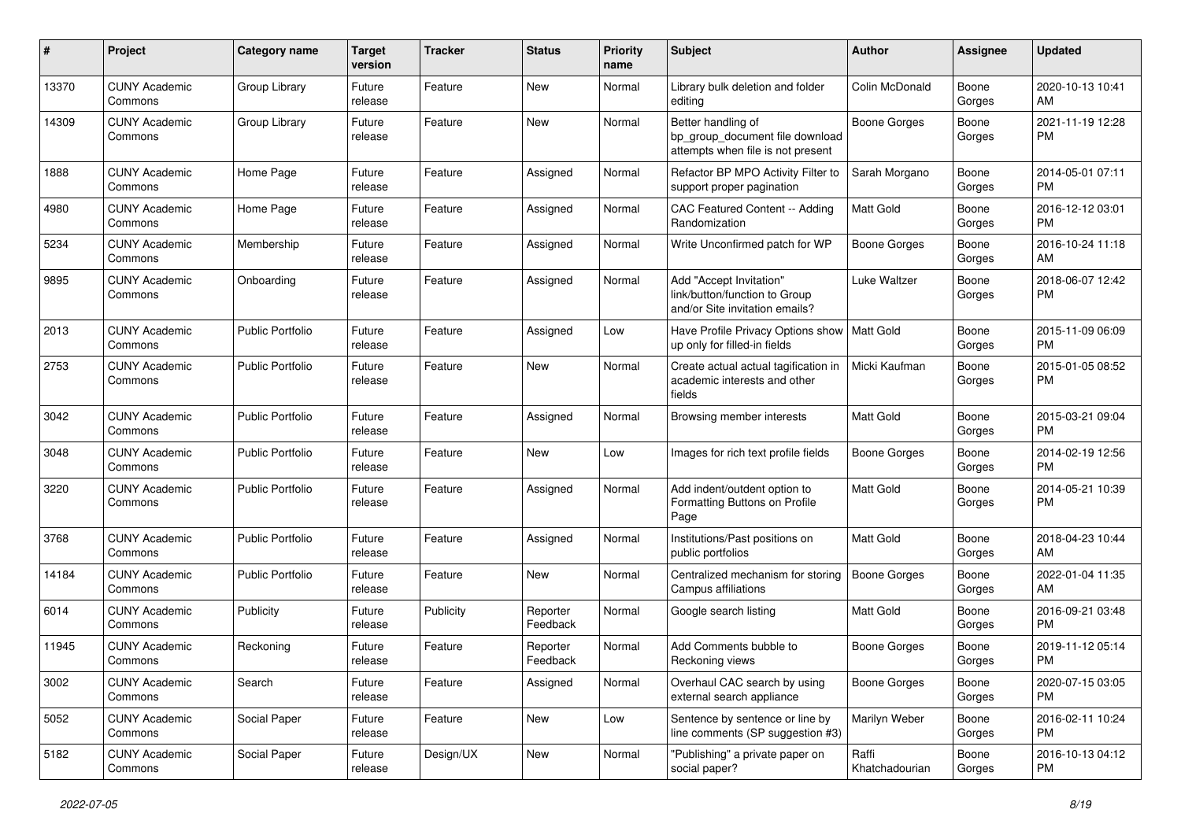| # | Project | Category name | Target version | Tracker | Status | Priority name | Subject | Author | Assignee | Updated |
|---|---|---|---|---|---|---|---|---|---|---|
| 13370 | CUNY Academic Commons | Group Library | Future release | Feature | New | Normal | Library bulk deletion and folder editing | Colin McDonald | Boone Gorges | 2020-10-13 10:41 AM |
| 14309 | CUNY Academic Commons | Group Library | Future release | Feature | New | Normal | Better handling of bp_group_document file download attempts when file is not present | Boone Gorges | Boone Gorges | 2021-11-19 12:28 PM |
| 1888 | CUNY Academic Commons | Home Page | Future release | Feature | Assigned | Normal | Refactor BP MPO Activity Filter to support proper pagination | Sarah Morgano | Boone Gorges | 2014-05-01 07:11 PM |
| 4980 | CUNY Academic Commons | Home Page | Future release | Feature | Assigned | Normal | CAC Featured Content -- Adding Randomization | Matt Gold | Boone Gorges | 2016-12-12 03:01 PM |
| 5234 | CUNY Academic Commons | Membership | Future release | Feature | Assigned | Normal | Write Unconfirmed patch for WP | Boone Gorges | Boone Gorges | 2016-10-24 11:18 AM |
| 9895 | CUNY Academic Commons | Onboarding | Future release | Feature | Assigned | Normal | Add "Accept Invitation" link/button/function to Group and/or Site invitation emails? | Luke Waltzer | Boone Gorges | 2018-06-07 12:42 PM |
| 2013 | CUNY Academic Commons | Public Portfolio | Future release | Feature | Assigned | Low | Have Profile Privacy Options show up only for filled-in fields | Matt Gold | Boone Gorges | 2015-11-09 06:09 PM |
| 2753 | CUNY Academic Commons | Public Portfolio | Future release | Feature | New | Normal | Create actual actual tagification in academic interests and other fields | Micki Kaufman | Boone Gorges | 2015-01-05 08:52 PM |
| 3042 | CUNY Academic Commons | Public Portfolio | Future release | Feature | Assigned | Normal | Browsing member interests | Matt Gold | Boone Gorges | 2015-03-21 09:04 PM |
| 3048 | CUNY Academic Commons | Public Portfolio | Future release | Feature | New | Low | Images for rich text profile fields | Boone Gorges | Boone Gorges | 2014-02-19 12:56 PM |
| 3220 | CUNY Academic Commons | Public Portfolio | Future release | Feature | Assigned | Normal | Add indent/outdent option to Formatting Buttons on Profile Page | Matt Gold | Boone Gorges | 2014-05-21 10:39 PM |
| 3768 | CUNY Academic Commons | Public Portfolio | Future release | Feature | Assigned | Normal | Institutions/Past positions on public portfolios | Matt Gold | Boone Gorges | 2018-04-23 10:44 AM |
| 14184 | CUNY Academic Commons | Public Portfolio | Future release | Feature | New | Normal | Centralized mechanism for storing Campus affiliations | Boone Gorges | Boone Gorges | 2022-01-04 11:35 AM |
| 6014 | CUNY Academic Commons | Publicity | Future release | Publicity | Reporter Feedback | Normal | Google search listing | Matt Gold | Boone Gorges | 2016-09-21 03:48 PM |
| 11945 | CUNY Academic Commons | Reckoning | Future release | Feature | Reporter Feedback | Normal | Add Comments bubble to Reckoning views | Boone Gorges | Boone Gorges | 2019-11-12 05:14 PM |
| 3002 | CUNY Academic Commons | Search | Future release | Feature | Assigned | Normal | Overhaul CAC search by using external search appliance | Boone Gorges | Boone Gorges | 2020-07-15 03:05 PM |
| 5052 | CUNY Academic Commons | Social Paper | Future release | Feature | New | Low | Sentence by sentence or line by line comments (SP suggestion #3) | Marilyn Weber | Boone Gorges | 2016-02-11 10:24 PM |
| 5182 | CUNY Academic Commons | Social Paper | Future release | Design/UX | New | Normal | "Publishing" a private paper on social paper? | Raffi Khatchadourian | Boone Gorges | 2016-10-13 04:12 PM |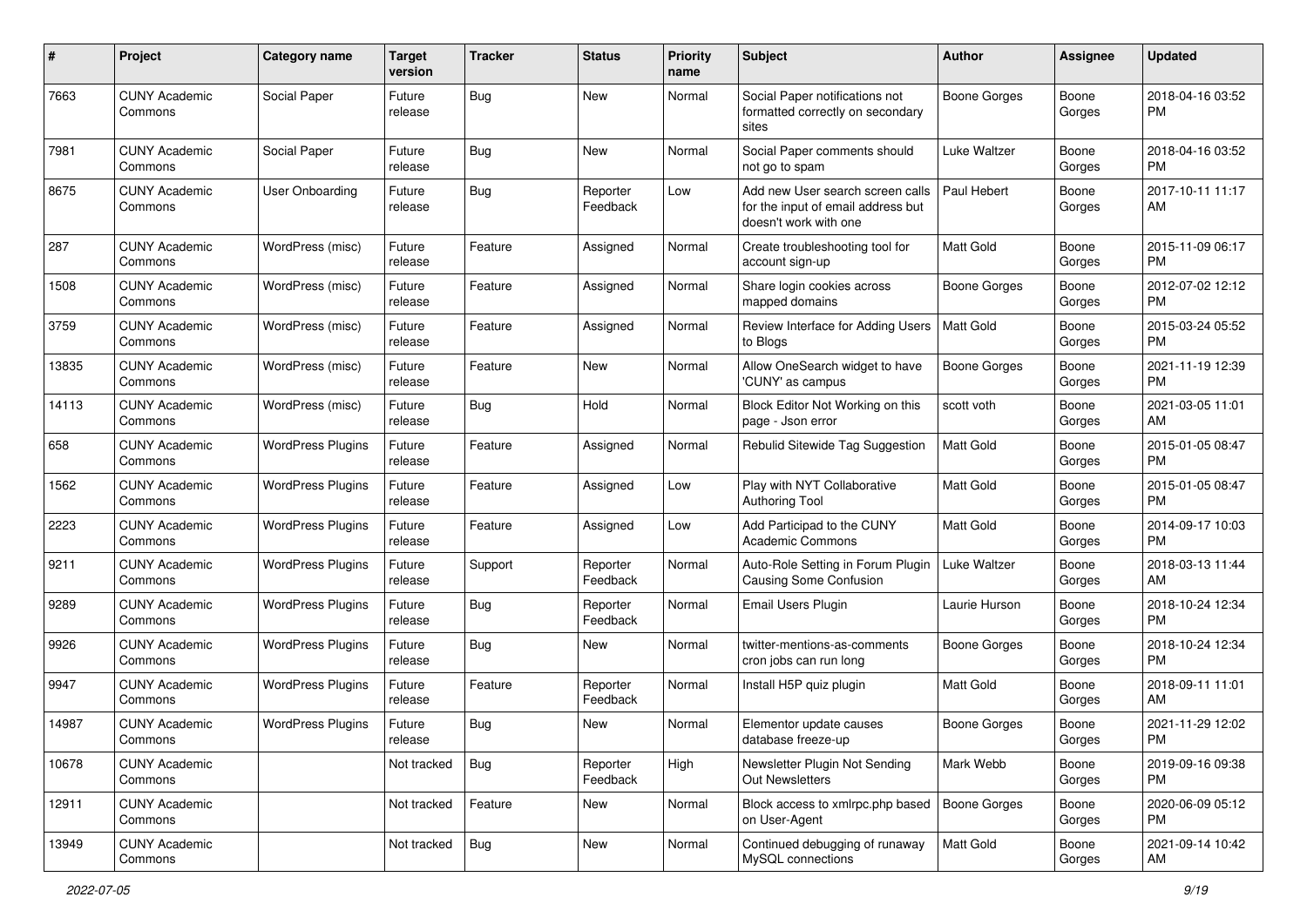| # | Project | Category name | Target version | Tracker | Status | Priority name | Subject | Author | Assignee | Updated |
|---|---|---|---|---|---|---|---|---|---|---|
| 7663 | CUNY Academic Commons | Social Paper | Future release | Bug | New | Normal | Social Paper notifications not formatted correctly on secondary sites | Boone Gorges | Boone Gorges | 2018-04-16 03:52 PM |
| 7981 | CUNY Academic Commons | Social Paper | Future release | Bug | New | Normal | Social Paper comments should not go to spam | Luke Waltzer | Boone Gorges | 2018-04-16 03:52 PM |
| 8675 | CUNY Academic Commons | User Onboarding | Future release | Bug | Reporter Feedback | Low | Add new User search screen calls for the input of email address but doesn't work with one | Paul Hebert | Boone Gorges | 2017-10-11 11:17 AM |
| 287 | CUNY Academic Commons | WordPress (misc) | Future release | Feature | Assigned | Normal | Create troubleshooting tool for account sign-up | Matt Gold | Boone Gorges | 2015-11-09 06:17 PM |
| 1508 | CUNY Academic Commons | WordPress (misc) | Future release | Feature | Assigned | Normal | Share login cookies across mapped domains | Boone Gorges | Boone Gorges | 2012-07-02 12:12 PM |
| 3759 | CUNY Academic Commons | WordPress (misc) | Future release | Feature | Assigned | Normal | Review Interface for Adding Users to Blogs | Matt Gold | Boone Gorges | 2015-03-24 05:52 PM |
| 13835 | CUNY Academic Commons | WordPress (misc) | Future release | Feature | New | Normal | Allow OneSearch widget to have 'CUNY' as campus | Boone Gorges | Boone Gorges | 2021-11-19 12:39 PM |
| 14113 | CUNY Academic Commons | WordPress (misc) | Future release | Bug | Hold | Normal | Block Editor Not Working on this page - Json error | scott voth | Boone Gorges | 2021-03-05 11:01 AM |
| 658 | CUNY Academic Commons | WordPress Plugins | Future release | Feature | Assigned | Normal | Rebulid Sitewide Tag Suggestion | Matt Gold | Boone Gorges | 2015-01-05 08:47 PM |
| 1562 | CUNY Academic Commons | WordPress Plugins | Future release | Feature | Assigned | Low | Play with NYT Collaborative Authoring Tool | Matt Gold | Boone Gorges | 2015-01-05 08:47 PM |
| 2223 | CUNY Academic Commons | WordPress Plugins | Future release | Feature | Assigned | Low | Add Participad to the CUNY Academic Commons | Matt Gold | Boone Gorges | 2014-09-17 10:03 PM |
| 9211 | CUNY Academic Commons | WordPress Plugins | Future release | Support | Reporter Feedback | Normal | Auto-Role Setting in Forum Plugin Causing Some Confusion | Luke Waltzer | Boone Gorges | 2018-03-13 11:44 AM |
| 9289 | CUNY Academic Commons | WordPress Plugins | Future release | Bug | Reporter Feedback | Normal | Email Users Plugin | Laurie Hurson | Boone Gorges | 2018-10-24 12:34 PM |
| 9926 | CUNY Academic Commons | WordPress Plugins | Future release | Bug | New | Normal | twitter-mentions-as-comments cron jobs can run long | Boone Gorges | Boone Gorges | 2018-10-24 12:34 PM |
| 9947 | CUNY Academic Commons | WordPress Plugins | Future release | Feature | Reporter Feedback | Normal | Install H5P quiz plugin | Matt Gold | Boone Gorges | 2018-09-11 11:01 AM |
| 14987 | CUNY Academic Commons | WordPress Plugins | Future release | Bug | New | Normal | Elementor update causes database freeze-up | Boone Gorges | Boone Gorges | 2021-11-29 12:02 PM |
| 10678 | CUNY Academic Commons | | Not tracked | Bug | Reporter Feedback | High | Newsletter Plugin Not Sending Out Newsletters | Mark Webb | Boone Gorges | 2019-09-16 09:38 PM |
| 12911 | CUNY Academic Commons | | Not tracked | Feature | New | Normal | Block access to xmlrpc.php based on User-Agent | Boone Gorges | Boone Gorges | 2020-06-09 05:12 PM |
| 13949 | CUNY Academic Commons | | Not tracked | Bug | New | Normal | Continued debugging of runaway MySQL connections | Matt Gold | Boone Gorges | 2021-09-14 10:42 AM |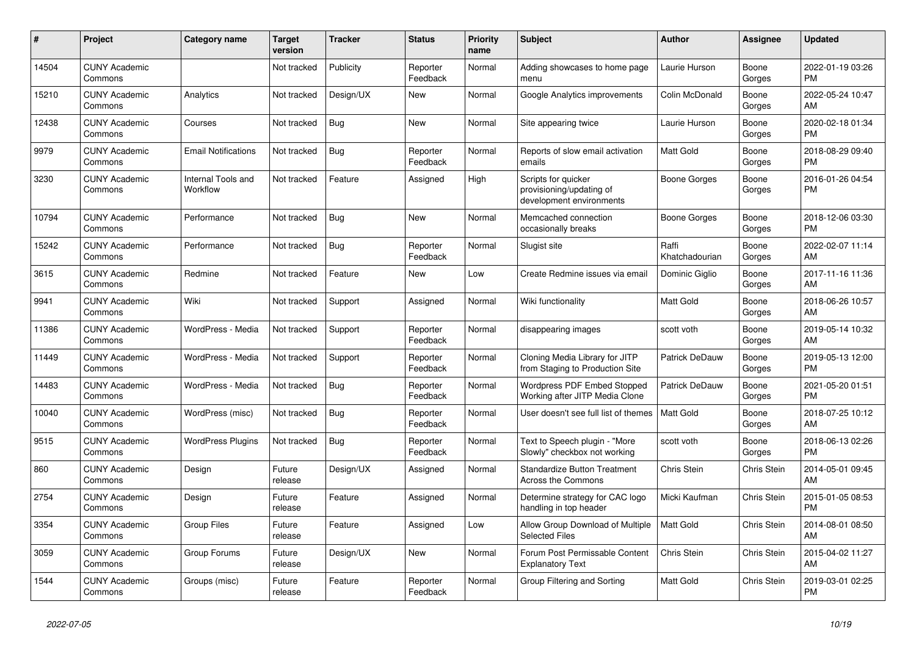| # | Project | Category name | Target version | Tracker | Status | Priority name | Subject | Author | Assignee | Updated |
|---|---|---|---|---|---|---|---|---|---|---|
| 14504 | CUNY Academic Commons | | Not tracked | Publicity | Reporter Feedback | Normal | Adding showcases to home page menu | Laurie Hurson | Boone Gorges | 2022-01-19 03:26 PM |
| 15210 | CUNY Academic Commons | Analytics | Not tracked | Design/UX | New | Normal | Google Analytics improvements | Colin McDonald | Boone Gorges | 2022-05-24 10:47 AM |
| 12438 | CUNY Academic Commons | Courses | Not tracked | Bug | New | Normal | Site appearing twice | Laurie Hurson | Boone Gorges | 2020-02-18 01:34 PM |
| 9979 | CUNY Academic Commons | Email Notifications | Not tracked | Bug | Reporter Feedback | Normal | Reports of slow email activation emails | Matt Gold | Boone Gorges | 2018-08-29 09:40 PM |
| 3230 | CUNY Academic Commons | Internal Tools and Workflow | Not tracked | Feature | Assigned | High | Scripts for quicker provisioning/updating of development environments | Boone Gorges | Boone Gorges | 2016-01-26 04:54 PM |
| 10794 | CUNY Academic Commons | Performance | Not tracked | Bug | New | Normal | Memcached connection occasionally breaks | Boone Gorges | Boone Gorges | 2018-12-06 03:30 PM |
| 15242 | CUNY Academic Commons | Performance | Not tracked | Bug | Reporter Feedback | Normal | Slugist site | Raffi Khatchadourian | Boone Gorges | 2022-02-07 11:14 AM |
| 3615 | CUNY Academic Commons | Redmine | Not tracked | Feature | New | Low | Create Redmine issues via email | Dominic Giglio | Boone Gorges | 2017-11-16 11:36 AM |
| 9941 | CUNY Academic Commons | Wiki | Not tracked | Support | Assigned | Normal | Wiki functionality | Matt Gold | Boone Gorges | 2018-06-26 10:57 AM |
| 11386 | CUNY Academic Commons | WordPress - Media | Not tracked | Support | Reporter Feedback | Normal | disappearing images | scott voth | Boone Gorges | 2019-05-14 10:32 AM |
| 11449 | CUNY Academic Commons | WordPress - Media | Not tracked | Support | Reporter Feedback | Normal | Cloning Media Library for JITP from Staging to Production Site | Patrick DeDauw | Boone Gorges | 2019-05-13 12:00 PM |
| 14483 | CUNY Academic Commons | WordPress - Media | Not tracked | Bug | Reporter Feedback | Normal | Wordpress PDF Embed Stopped Working after JITP Media Clone | Patrick DeDauw | Boone Gorges | 2021-05-20 01:51 PM |
| 10040 | CUNY Academic Commons | WordPress (misc) | Not tracked | Bug | Reporter Feedback | Normal | User doesn't see full list of themes | Matt Gold | Boone Gorges | 2018-07-25 10:12 AM |
| 9515 | CUNY Academic Commons | WordPress Plugins | Not tracked | Bug | Reporter Feedback | Normal | Text to Speech plugin - "More Slowly" checkbox not working | scott voth | Boone Gorges | 2018-06-13 02:26 PM |
| 860 | CUNY Academic Commons | Design | Future release | Design/UX | Assigned | Normal | Standardize Button Treatment Across the Commons | Chris Stein | Chris Stein | 2014-05-01 09:45 AM |
| 2754 | CUNY Academic Commons | Design | Future release | Feature | Assigned | Normal | Determine strategy for CAC logo handling in top header | Micki Kaufman | Chris Stein | 2015-01-05 08:53 PM |
| 3354 | CUNY Academic Commons | Group Files | Future release | Feature | Assigned | Low | Allow Group Download of Multiple Selected Files | Matt Gold | Chris Stein | 2014-08-01 08:50 AM |
| 3059 | CUNY Academic Commons | Group Forums | Future release | Design/UX | New | Normal | Forum Post Permissable Content Explanatory Text | Chris Stein | Chris Stein | 2015-04-02 11:27 AM |
| 1544 | CUNY Academic Commons | Groups (misc) | Future release | Feature | Reporter Feedback | Normal | Group Filtering and Sorting | Matt Gold | Chris Stein | 2019-03-01 02:25 PM |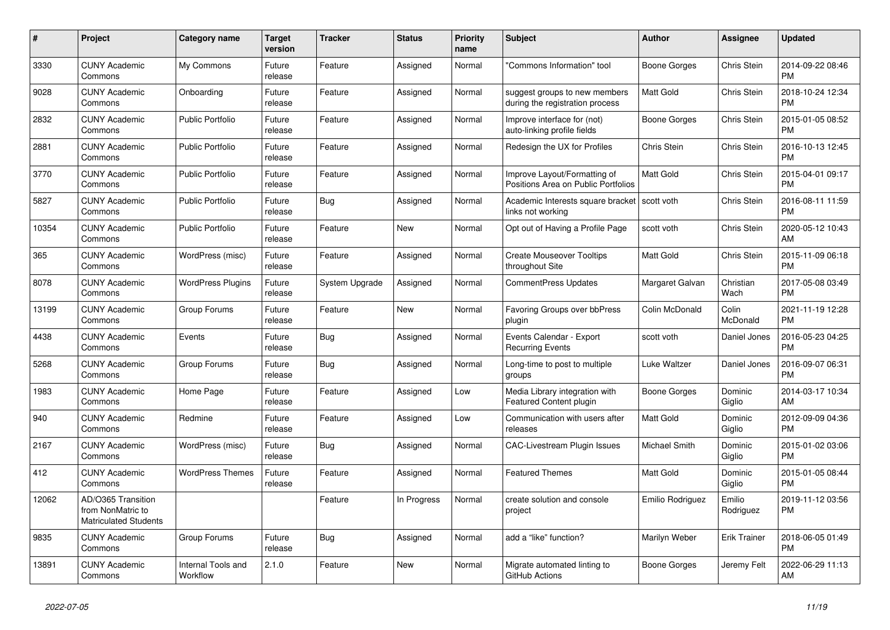| # | Project | Category name | Target version | Tracker | Status | Priority name | Subject | Author | Assignee | Updated |
|---|---|---|---|---|---|---|---|---|---|---|
| 3330 | CUNY Academic Commons | My Commons | Future release | Feature | Assigned | Normal | "Commons Information" tool | Boone Gorges | Chris Stein | 2014-09-22 08:46 PM |
| 9028 | CUNY Academic Commons | Onboarding | Future release | Feature | Assigned | Normal | suggest groups to new members during the registration process | Matt Gold | Chris Stein | 2018-10-24 12:34 PM |
| 2832 | CUNY Academic Commons | Public Portfolio | Future release | Feature | Assigned | Normal | Improve interface for (not) auto-linking profile fields | Boone Gorges | Chris Stein | 2015-01-05 08:52 PM |
| 2881 | CUNY Academic Commons | Public Portfolio | Future release | Feature | Assigned | Normal | Redesign the UX for Profiles | Chris Stein | Chris Stein | 2016-10-13 12:45 PM |
| 3770 | CUNY Academic Commons | Public Portfolio | Future release | Feature | Assigned | Normal | Improve Layout/Formatting of Positions Area on Public Portfolios | Matt Gold | Chris Stein | 2015-04-01 09:17 PM |
| 5827 | CUNY Academic Commons | Public Portfolio | Future release | Bug | Assigned | Normal | Academic Interests square bracket links not working | scott voth | Chris Stein | 2016-08-11 11:59 PM |
| 10354 | CUNY Academic Commons | Public Portfolio | Future release | Feature | New | Normal | Opt out of Having a Profile Page | scott voth | Chris Stein | 2020-05-12 10:43 AM |
| 365 | CUNY Academic Commons | WordPress (misc) | Future release | Feature | Assigned | Normal | Create Mouseover Tooltips throughout Site | Matt Gold | Chris Stein | 2015-11-09 06:18 PM |
| 8078 | CUNY Academic Commons | WordPress Plugins | Future release | System Upgrade | Assigned | Normal | CommentPress Updates | Margaret Galvan | Christian Wach | 2017-05-08 03:49 PM |
| 13199 | CUNY Academic Commons | Group Forums | Future release | Feature | New | Normal | Favoring Groups over bbPress plugin | Colin McDonald | Colin McDonald | 2021-11-19 12:28 PM |
| 4438 | CUNY Academic Commons | Events | Future release | Bug | Assigned | Normal | Events Calendar - Export Recurring Events | scott voth | Daniel Jones | 2016-05-23 04:25 PM |
| 5268 | CUNY Academic Commons | Group Forums | Future release | Bug | Assigned | Normal | Long-time to post to multiple groups | Luke Waltzer | Daniel Jones | 2016-09-07 06:31 PM |
| 1983 | CUNY Academic Commons | Home Page | Future release | Feature | Assigned | Low | Media Library integration with Featured Content plugin | Boone Gorges | Dominic Giglio | 2014-03-17 10:34 AM |
| 940 | CUNY Academic Commons | Redmine | Future release | Feature | Assigned | Low | Communication with users after releases | Matt Gold | Dominic Giglio | 2012-09-09 04:36 PM |
| 2167 | CUNY Academic Commons | WordPress (misc) | Future release | Bug | Assigned | Normal | CAC-Livestream Plugin Issues | Michael Smith | Dominic Giglio | 2015-01-02 03:06 PM |
| 412 | CUNY Academic Commons | WordPress Themes | Future release | Feature | Assigned | Normal | Featured Themes | Matt Gold | Dominic Giglio | 2015-01-05 08:44 PM |
| 12062 | AD/O365 Transition from NonMatric to Matriculated Students | | | Feature | In Progress | Normal | create solution and console project | Emilio Rodriguez | Emilio Rodriguez | 2019-11-12 03:56 PM |
| 9835 | CUNY Academic Commons | Group Forums | Future release | Bug | Assigned | Normal | add a "like" function? | Marilyn Weber | Erik Trainer | 2018-06-05 01:49 PM |
| 13891 | CUNY Academic Commons | Internal Tools and Workflow | 2.1.0 | Feature | New | Normal | Migrate automated linting to GitHub Actions | Boone Gorges | Jeremy Felt | 2022-06-29 11:13 AM |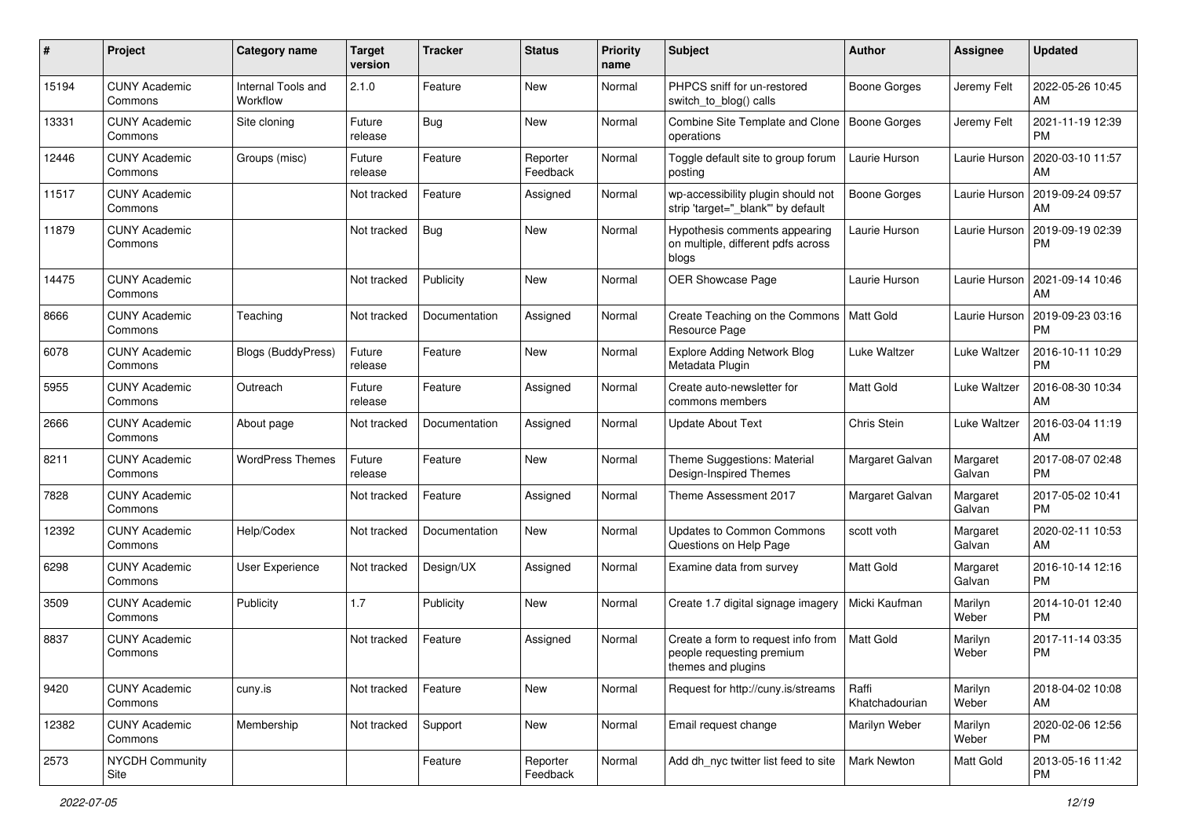| # | Project | Category name | Target version | Tracker | Status | Priority name | Subject | Author | Assignee | Updated |
|---|---|---|---|---|---|---|---|---|---|---|
| 15194 | CUNY Academic Commons | Internal Tools and Workflow | 2.1.0 | Feature | New | Normal | PHPCS sniff for un-restored switch_to_blog() calls | Boone Gorges | Jeremy Felt | 2022-05-26 10:45 AM |
| 13331 | CUNY Academic Commons | Site cloning | Future release | Bug | New | Normal | Combine Site Template and Clone operations | Boone Gorges | Jeremy Felt | 2021-11-19 12:39 PM |
| 12446 | CUNY Academic Commons | Groups (misc) | Future release | Feature | Reporter Feedback | Normal | Toggle default site to group forum posting | Laurie Hurson | Laurie Hurson | 2020-03-10 11:57 AM |
| 11517 | CUNY Academic Commons | | Not tracked | Feature | Assigned | Normal | wp-accessibility plugin should not strip 'target="_blank"' by default | Boone Gorges | Laurie Hurson | 2019-09-24 09:57 AM |
| 11879 | CUNY Academic Commons | | Not tracked | Bug | New | Normal | Hypothesis comments appearing on multiple, different pdfs across blogs | Laurie Hurson | Laurie Hurson | 2019-09-19 02:39 PM |
| 14475 | CUNY Academic Commons | | Not tracked | Publicity | New | Normal | OER Showcase Page | Laurie Hurson | Laurie Hurson | 2021-09-14 10:46 AM |
| 8666 | CUNY Academic Commons | Teaching | Not tracked | Documentation | Assigned | Normal | Create Teaching on the Commons Resource Page | Matt Gold | Laurie Hurson | 2019-09-23 03:16 PM |
| 6078 | CUNY Academic Commons | Blogs (BuddyPress) | Future release | Feature | New | Normal | Explore Adding Network Blog Metadata Plugin | Luke Waltzer | Luke Waltzer | 2016-10-11 10:29 PM |
| 5955 | CUNY Academic Commons | Outreach | Future release | Feature | Assigned | Normal | Create auto-newsletter for commons members | Matt Gold | Luke Waltzer | 2016-08-30 10:34 AM |
| 2666 | CUNY Academic Commons | About page | Not tracked | Documentation | Assigned | Normal | Update About Text | Chris Stein | Luke Waltzer | 2016-03-04 11:19 AM |
| 8211 | CUNY Academic Commons | WordPress Themes | Future release | Feature | New | Normal | Theme Suggestions: Material Design-Inspired Themes | Margaret Galvan | Margaret Galvan | 2017-08-07 02:48 PM |
| 7828 | CUNY Academic Commons | | Not tracked | Feature | Assigned | Normal | Theme Assessment 2017 | Margaret Galvan | Margaret Galvan | 2017-05-02 10:41 PM |
| 12392 | CUNY Academic Commons | Help/Codex | Not tracked | Documentation | New | Normal | Updates to Common Commons Questions on Help Page | scott voth | Margaret Galvan | 2020-02-11 10:53 AM |
| 6298 | CUNY Academic Commons | User Experience | Not tracked | Design/UX | Assigned | Normal | Examine data from survey | Matt Gold | Margaret Galvan | 2016-10-14 12:16 PM |
| 3509 | CUNY Academic Commons | Publicity | 1.7 | Publicity | New | Normal | Create 1.7 digital signage imagery | Micki Kaufman | Marilyn Weber | 2014-10-01 12:40 PM |
| 8837 | CUNY Academic Commons | | Not tracked | Feature | Assigned | Normal | Create a form to request info from people requesting premium themes and plugins | Matt Gold | Marilyn Weber | 2017-11-14 03:35 PM |
| 9420 | CUNY Academic Commons | cuny.is | Not tracked | Feature | New | Normal | Request for http://cuny.is/streams | Raffi Khatchadourian | Marilyn Weber | 2018-04-02 10:08 AM |
| 12382 | CUNY Academic Commons | Membership | Not tracked | Support | New | Normal | Email request change | Marilyn Weber | Marilyn Weber | 2020-02-06 12:56 PM |
| 2573 | NYCDH Community Site | | | Feature | Reporter Feedback | Normal | Add dh_nyc twitter list feed to site | Mark Newton | Matt Gold | 2013-05-16 11:42 PM |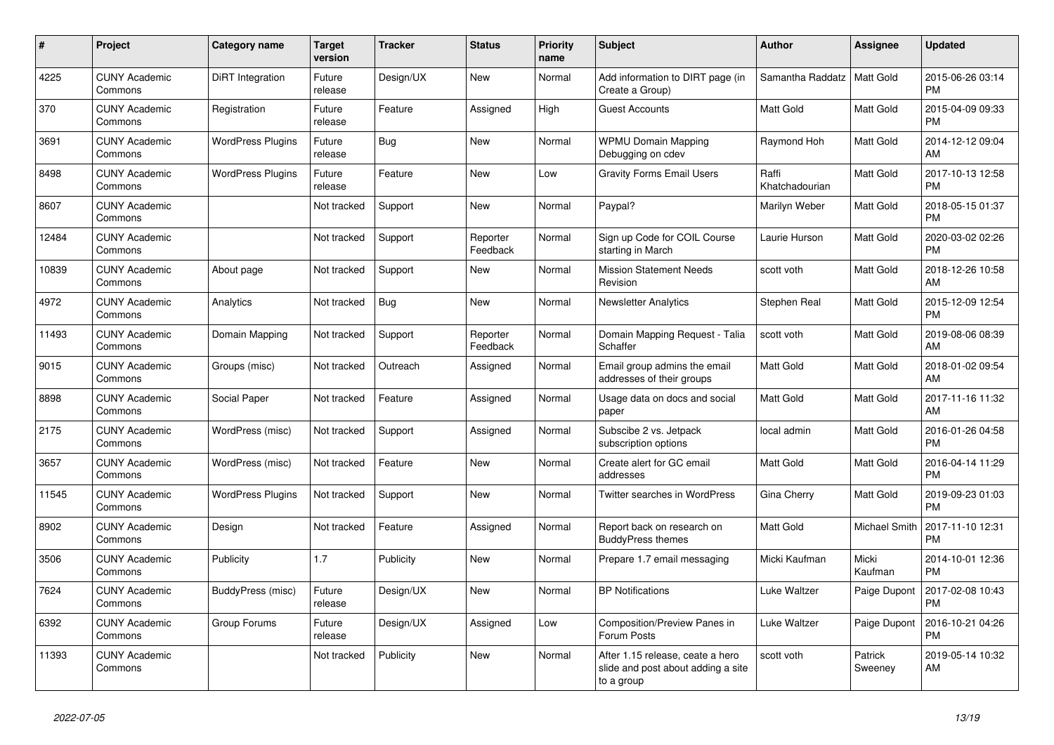| # | Project | Category name | Target version | Tracker | Status | Priority name | Subject | Author | Assignee | Updated |
|---|---|---|---|---|---|---|---|---|---|---|
| 4225 | CUNY Academic Commons | DiRT Integration | Future release | Design/UX | New | Normal | Add information to DIRT page (in Create a Group) | Samantha Raddatz | Matt Gold | 2015-06-26 03:14 PM |
| 370 | CUNY Academic Commons | Registration | Future release | Feature | Assigned | High | Guest Accounts | Matt Gold | Matt Gold | 2015-04-09 09:33 PM |
| 3691 | CUNY Academic Commons | WordPress Plugins | Future release | Bug | New | Normal | WPMU Domain Mapping Debugging on cdev | Raymond Hoh | Matt Gold | 2014-12-12 09:04 AM |
| 8498 | CUNY Academic Commons | WordPress Plugins | Future release | Feature | New | Low | Gravity Forms Email Users | Raffi Khatchadourian | Matt Gold | 2017-10-13 12:58 PM |
| 8607 | CUNY Academic Commons | | Not tracked | Support | New | Normal | Paypal? | Marilyn Weber | Matt Gold | 2018-05-15 01:37 PM |
| 12484 | CUNY Academic Commons | | Not tracked | Support | Reporter Feedback | Normal | Sign up Code for COIL Course starting in March | Laurie Hurson | Matt Gold | 2020-03-02 02:26 PM |
| 10839 | CUNY Academic Commons | About page | Not tracked | Support | New | Normal | Mission Statement Needs Revision | scott voth | Matt Gold | 2018-12-26 10:58 AM |
| 4972 | CUNY Academic Commons | Analytics | Not tracked | Bug | New | Normal | Newsletter Analytics | Stephen Real | Matt Gold | 2015-12-09 12:54 PM |
| 11493 | CUNY Academic Commons | Domain Mapping | Not tracked | Support | Reporter Feedback | Normal | Domain Mapping Request - Talia Schaffer | scott voth | Matt Gold | 2019-08-06 08:39 AM |
| 9015 | CUNY Academic Commons | Groups (misc) | Not tracked | Outreach | Assigned | Normal | Email group admins the email addresses of their groups | Matt Gold | Matt Gold | 2018-01-02 09:54 AM |
| 8898 | CUNY Academic Commons | Social Paper | Not tracked | Feature | Assigned | Normal | Usage data on docs and social paper | Matt Gold | Matt Gold | 2017-11-16 11:32 AM |
| 2175 | CUNY Academic Commons | WordPress (misc) | Not tracked | Support | Assigned | Normal | Subscibe 2 vs. Jetpack subscription options | local admin | Matt Gold | 2016-01-26 04:58 PM |
| 3657 | CUNY Academic Commons | WordPress (misc) | Not tracked | Feature | New | Normal | Create alert for GC email addresses | Matt Gold | Matt Gold | 2016-04-14 11:29 PM |
| 11545 | CUNY Academic Commons | WordPress Plugins | Not tracked | Support | New | Normal | Twitter searches in WordPress | Gina Cherry | Matt Gold | 2019-09-23 01:03 PM |
| 8902 | CUNY Academic Commons | Design | Not tracked | Feature | Assigned | Normal | Report back on research on BuddyPress themes | Matt Gold | Michael Smith | 2017-11-10 12:31 PM |
| 3506 | CUNY Academic Commons | Publicity | 1.7 | Publicity | New | Normal | Prepare 1.7 email messaging | Micki Kaufman | Micki Kaufman | 2014-10-01 12:36 PM |
| 7624 | CUNY Academic Commons | BuddyPress (misc) | Future release | Design/UX | New | Normal | BP Notifications | Luke Waltzer | Paige Dupont | 2017-02-08 10:43 PM |
| 6392 | CUNY Academic Commons | Group Forums | Future release | Design/UX | Assigned | Low | Composition/Preview Panes in Forum Posts | Luke Waltzer | Paige Dupont | 2016-10-21 04:26 PM |
| 11393 | CUNY Academic Commons | | Not tracked | Publicity | New | Normal | After 1.15 release, ceate a hero slide and post about adding a site to a group | scott voth | Patrick Sweeney | 2019-05-14 10:32 AM |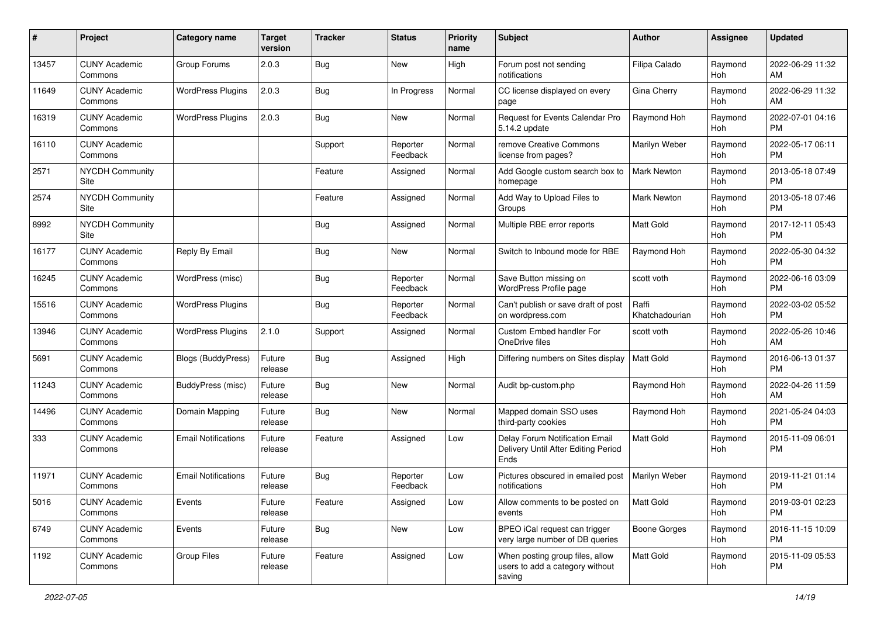| # | Project | Category name | Target version | Tracker | Status | Priority name | Subject | Author | Assignee | Updated |
|---|---|---|---|---|---|---|---|---|---|---|
| 13457 | CUNY Academic Commons | Group Forums | 2.0.3 | Bug | New | High | Forum post not sending notifications | Filipa Calado | Raymond Hoh | 2022-06-29 11:32 AM |
| 11649 | CUNY Academic Commons | WordPress Plugins | 2.0.3 | Bug | In Progress | Normal | CC license displayed on every page | Gina Cherry | Raymond Hoh | 2022-06-29 11:32 AM |
| 16319 | CUNY Academic Commons | WordPress Plugins | 2.0.3 | Bug | New | Normal | Request for Events Calendar Pro 5.14.2 update | Raymond Hoh | Raymond Hoh | 2022-07-01 04:16 PM |
| 16110 | CUNY Academic Commons | | | Support | Reporter Feedback | Normal | remove Creative Commons license from pages? | Marilyn Weber | Raymond Hoh | 2022-05-17 06:11 PM |
| 2571 | NYCDH Community Site | | | Feature | Assigned | Normal | Add Google custom search box to homepage | Mark Newton | Raymond Hoh | 2013-05-18 07:49 PM |
| 2574 | NYCDH Community Site | | | Feature | Assigned | Normal | Add Way to Upload Files to Groups | Mark Newton | Raymond Hoh | 2013-05-18 07:46 PM |
| 8992 | NYCDH Community Site | | | Bug | Assigned | Normal | Multiple RBE error reports | Matt Gold | Raymond Hoh | 2017-12-11 05:43 PM |
| 16177 | CUNY Academic Commons | Reply By Email | | Bug | New | Normal | Switch to Inbound mode for RBE | Raymond Hoh | Raymond Hoh | 2022-05-30 04:32 PM |
| 16245 | CUNY Academic Commons | WordPress (misc) | | Bug | Reporter Feedback | Normal | Save Button missing on WordPress Profile page | scott voth | Raymond Hoh | 2022-06-16 03:09 PM |
| 15516 | CUNY Academic Commons | WordPress Plugins | | Bug | Reporter Feedback | Normal | Can't publish or save draft of post on wordpress.com | Raffi Khatchadourian | Raymond Hoh | 2022-03-02 05:52 PM |
| 13946 | CUNY Academic Commons | WordPress Plugins | 2.1.0 | Support | Assigned | Normal | Custom Embed handler For OneDrive files | scott voth | Raymond Hoh | 2022-05-26 10:46 AM |
| 5691 | CUNY Academic Commons | Blogs (BuddyPress) | Future release | Bug | Assigned | High | Differing numbers on Sites display | Matt Gold | Raymond Hoh | 2016-06-13 01:37 PM |
| 11243 | CUNY Academic Commons | BuddyPress (misc) | Future release | Bug | New | Normal | Audit bp-custom.php | Raymond Hoh | Raymond Hoh | 2022-04-26 11:59 AM |
| 14496 | CUNY Academic Commons | Domain Mapping | Future release | Bug | New | Normal | Mapped domain SSO uses third-party cookies | Raymond Hoh | Raymond Hoh | 2021-05-24 04:03 PM |
| 333 | CUNY Academic Commons | Email Notifications | Future release | Feature | Assigned | Low | Delay Forum Notification Email Delivery Until After Editing Period Ends | Matt Gold | Raymond Hoh | 2015-11-09 06:01 PM |
| 11971 | CUNY Academic Commons | Email Notifications | Future release | Bug | Reporter Feedback | Low | Pictures obscured in emailed post notifications | Marilyn Weber | Raymond Hoh | 2019-11-21 01:14 PM |
| 5016 | CUNY Academic Commons | Events | Future release | Feature | Assigned | Low | Allow comments to be posted on events | Matt Gold | Raymond Hoh | 2019-03-01 02:23 PM |
| 6749 | CUNY Academic Commons | Events | Future release | Bug | New | Low | BPEO iCal request can trigger very large number of DB queries | Boone Gorges | Raymond Hoh | 2016-11-15 10:09 PM |
| 1192 | CUNY Academic Commons | Group Files | Future release | Feature | Assigned | Low | When posting group files, allow users to add a category without saving | Matt Gold | Raymond Hoh | 2015-11-09 05:53 PM |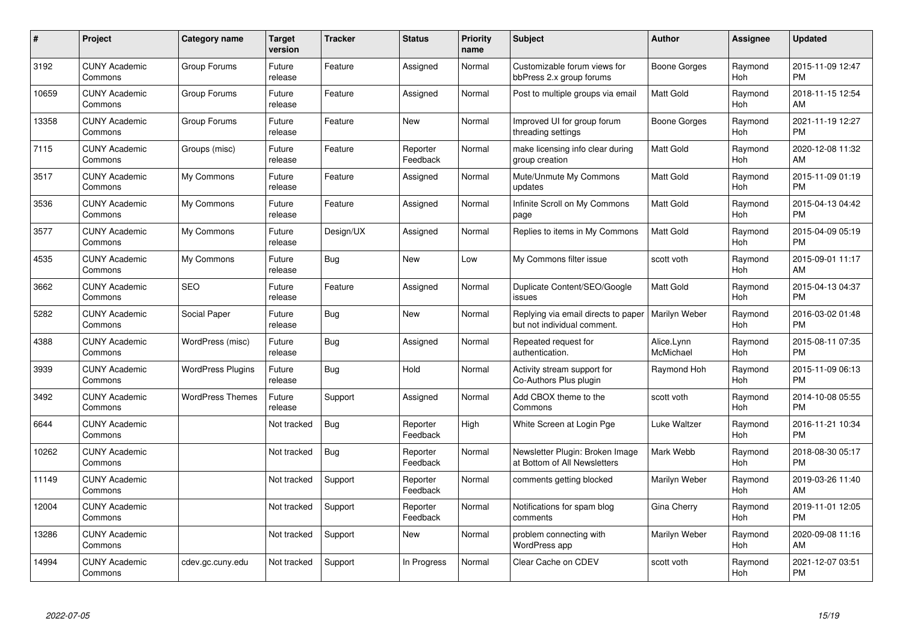| # | Project | Category name | Target version | Tracker | Status | Priority name | Subject | Author | Assignee | Updated |
|---|---|---|---|---|---|---|---|---|---|---|
| 3192 | CUNY Academic Commons | Group Forums | Future release | Feature | Assigned | Normal | Customizable forum views for bbPress 2.x group forums | Boone Gorges | Raymond Hoh | 2015-11-09 12:47 PM |
| 10659 | CUNY Academic Commons | Group Forums | Future release | Feature | Assigned | Normal | Post to multiple groups via email | Matt Gold | Raymond Hoh | 2018-11-15 12:54 AM |
| 13358 | CUNY Academic Commons | Group Forums | Future release | Feature | New | Normal | Improved UI for group forum threading settings | Boone Gorges | Raymond Hoh | 2021-11-19 12:27 PM |
| 7115 | CUNY Academic Commons | Groups (misc) | Future release | Feature | Reporter Feedback | Normal | make licensing info clear during group creation | Matt Gold | Raymond Hoh | 2020-12-08 11:32 AM |
| 3517 | CUNY Academic Commons | My Commons | Future release | Feature | Assigned | Normal | Mute/Unmute My Commons updates | Matt Gold | Raymond Hoh | 2015-11-09 01:19 PM |
| 3536 | CUNY Academic Commons | My Commons | Future release | Feature | Assigned | Normal | Infinite Scroll on My Commons page | Matt Gold | Raymond Hoh | 2015-04-13 04:42 PM |
| 3577 | CUNY Academic Commons | My Commons | Future release | Design/UX | Assigned | Normal | Replies to items in My Commons | Matt Gold | Raymond Hoh | 2015-04-09 05:19 PM |
| 4535 | CUNY Academic Commons | My Commons | Future release | Bug | New | Low | My Commons filter issue | scott voth | Raymond Hoh | 2015-09-01 11:17 AM |
| 3662 | CUNY Academic Commons | SEO | Future release | Feature | Assigned | Normal | Duplicate Content/SEO/Google issues | Matt Gold | Raymond Hoh | 2015-04-13 04:37 PM |
| 5282 | CUNY Academic Commons | Social Paper | Future release | Bug | New | Normal | Replying via email directs to paper but not individual comment. | Marilyn Weber | Raymond Hoh | 2016-03-02 01:48 PM |
| 4388 | CUNY Academic Commons | WordPress (misc) | Future release | Bug | Assigned | Normal | Repeated request for authentication. | Alice.Lynn McMichael | Raymond Hoh | 2015-08-11 07:35 PM |
| 3939 | CUNY Academic Commons | WordPress Plugins | Future release | Bug | Hold | Normal | Activity stream support for Co-Authors Plus plugin | Raymond Hoh | Raymond Hoh | 2015-11-09 06:13 PM |
| 3492 | CUNY Academic Commons | WordPress Themes | Future release | Support | Assigned | Normal | Add CBOX theme to the Commons | scott voth | Raymond Hoh | 2014-10-08 05:55 PM |
| 6644 | CUNY Academic Commons | | Not tracked | Bug | Reporter Feedback | High | White Screen at Login Pge | Luke Waltzer | Raymond Hoh | 2016-11-21 10:34 PM |
| 10262 | CUNY Academic Commons | | Not tracked | Bug | Reporter Feedback | Normal | Newsletter Plugin: Broken Image at Bottom of All Newsletters | Mark Webb | Raymond Hoh | 2018-08-30 05:17 PM |
| 11149 | CUNY Academic Commons | | Not tracked | Support | Reporter Feedback | Normal | comments getting blocked | Marilyn Weber | Raymond Hoh | 2019-03-26 11:40 AM |
| 12004 | CUNY Academic Commons | | Not tracked | Support | Reporter Feedback | Normal | Notifications for spam blog comments | Gina Cherry | Raymond Hoh | 2019-11-01 12:05 PM |
| 13286 | CUNY Academic Commons | | Not tracked | Support | New | Normal | problem connecting with WordPress app | Marilyn Weber | Raymond Hoh | 2020-09-08 11:16 AM |
| 14994 | CUNY Academic Commons | cdev.gc.cuny.edu | Not tracked | Support | In Progress | Normal | Clear Cache on CDEV | scott voth | Raymond Hoh | 2021-12-07 03:51 PM |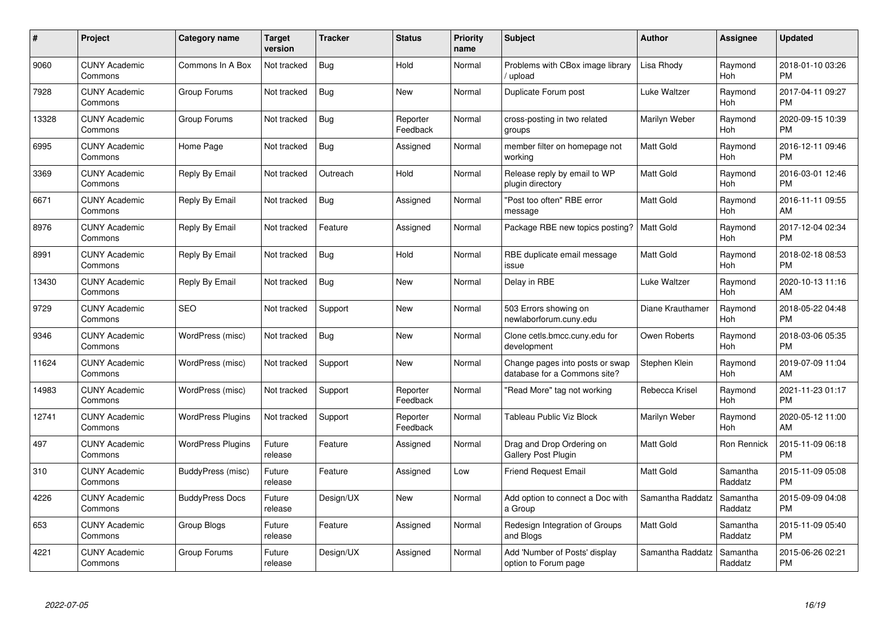| # | Project | Category name | Target version | Tracker | Status | Priority name | Subject | Author | Assignee | Updated |
|---|---|---|---|---|---|---|---|---|---|---|
| 9060 | CUNY Academic Commons | Commons In A Box | Not tracked | Bug | Hold | Normal | Problems with CBox image library / upload | Lisa Rhody | Raymond Hoh | 2018-01-10 03:26 PM |
| 7928 | CUNY Academic Commons | Group Forums | Not tracked | Bug | New | Normal | Duplicate Forum post | Luke Waltzer | Raymond Hoh | 2017-04-11 09:27 PM |
| 13328 | CUNY Academic Commons | Group Forums | Not tracked | Bug | Reporter Feedback | Normal | cross-posting in two related groups | Marilyn Weber | Raymond Hoh | 2020-09-15 10:39 PM |
| 6995 | CUNY Academic Commons | Home Page | Not tracked | Bug | Assigned | Normal | member filter on homepage not working | Matt Gold | Raymond Hoh | 2016-12-11 09:46 PM |
| 3369 | CUNY Academic Commons | Reply By Email | Not tracked | Outreach | Hold | Normal | Release reply by email to WP plugin directory | Matt Gold | Raymond Hoh | 2016-03-01 12:46 PM |
| 6671 | CUNY Academic Commons | Reply By Email | Not tracked | Bug | Assigned | Normal | "Post too often" RBE error message | Matt Gold | Raymond Hoh | 2016-11-11 09:55 AM |
| 8976 | CUNY Academic Commons | Reply By Email | Not tracked | Feature | Assigned | Normal | Package RBE new topics posting? | Matt Gold | Raymond Hoh | 2017-12-04 02:34 PM |
| 8991 | CUNY Academic Commons | Reply By Email | Not tracked | Bug | Hold | Normal | RBE duplicate email message issue | Matt Gold | Raymond Hoh | 2018-02-18 08:53 PM |
| 13430 | CUNY Academic Commons | Reply By Email | Not tracked | Bug | New | Normal | Delay in RBE | Luke Waltzer | Raymond Hoh | 2020-10-13 11:16 AM |
| 9729 | CUNY Academic Commons | SEO | Not tracked | Support | New | Normal | 503 Errors showing on newlaborforum.cuny.edu | Diane Krauthamer | Raymond Hoh | 2018-05-22 04:48 PM |
| 9346 | CUNY Academic Commons | WordPress (misc) | Not tracked | Bug | New | Normal | Clone cetls.bmcc.cuny.edu for development | Owen Roberts | Raymond Hoh | 2018-03-06 05:35 PM |
| 11624 | CUNY Academic Commons | WordPress (misc) | Not tracked | Support | New | Normal | Change pages into posts or swap database for a Commons site? | Stephen Klein | Raymond Hoh | 2019-07-09 11:04 AM |
| 14983 | CUNY Academic Commons | WordPress (misc) | Not tracked | Support | Reporter Feedback | Normal | "Read More" tag not working | Rebecca Krisel | Raymond Hoh | 2021-11-23 01:17 PM |
| 12741 | CUNY Academic Commons | WordPress Plugins | Not tracked | Support | Reporter Feedback | Normal | Tableau Public Viz Block | Marilyn Weber | Raymond Hoh | 2020-05-12 11:00 AM |
| 497 | CUNY Academic Commons | WordPress Plugins | Future release | Feature | Assigned | Normal | Drag and Drop Ordering on Gallery Post Plugin | Matt Gold | Ron Rennick | 2015-11-09 06:18 PM |
| 310 | CUNY Academic Commons | BuddyPress (misc) | Future release | Feature | Assigned | Low | Friend Request Email | Matt Gold | Samantha Raddatz | 2015-11-09 05:08 PM |
| 4226 | CUNY Academic Commons | BuddyPress Docs | Future release | Design/UX | New | Normal | Add option to connect a Doc with a Group | Samantha Raddatz | Samantha Raddatz | 2015-09-09 04:08 PM |
| 653 | CUNY Academic Commons | Group Blogs | Future release | Feature | Assigned | Normal | Redesign Integration of Groups and Blogs | Matt Gold | Samantha Raddatz | 2015-11-09 05:40 PM |
| 4221 | CUNY Academic Commons | Group Forums | Future release | Design/UX | Assigned | Normal | Add 'Number of Posts' display option to Forum page | Samantha Raddatz | Samantha Raddatz | 2015-06-26 02:21 PM |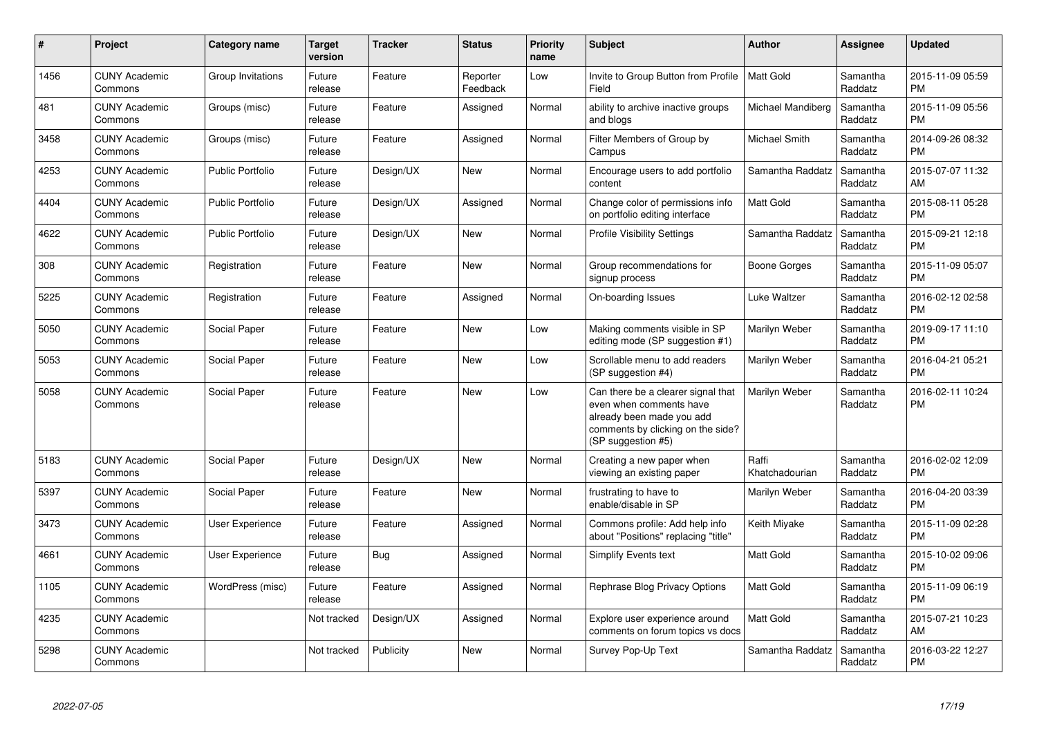| # | Project | Category name | Target version | Tracker | Status | Priority name | Subject | Author | Assignee | Updated |
|---|---|---|---|---|---|---|---|---|---|---|
| 1456 | CUNY Academic Commons | Group Invitations | Future release | Feature | Reporter Feedback | Low | Invite to Group Button from Profile Field | Matt Gold | Samantha Raddatz | 2015-11-09 05:59 PM |
| 481 | CUNY Academic Commons | Groups (misc) | Future release | Feature | Assigned | Normal | ability to archive inactive groups and blogs | Michael Mandiberg | Samantha Raddatz | 2015-11-09 05:56 PM |
| 3458 | CUNY Academic Commons | Groups (misc) | Future release | Feature | Assigned | Normal | Filter Members of Group by Campus | Michael Smith | Samantha Raddatz | 2014-09-26 08:32 PM |
| 4253 | CUNY Academic Commons | Public Portfolio | Future release | Design/UX | New | Normal | Encourage users to add portfolio content | Samantha Raddatz | Samantha Raddatz | 2015-07-07 11:32 AM |
| 4404 | CUNY Academic Commons | Public Portfolio | Future release | Design/UX | Assigned | Normal | Change color of permissions info on portfolio editing interface | Matt Gold | Samantha Raddatz | 2015-08-11 05:28 PM |
| 4622 | CUNY Academic Commons | Public Portfolio | Future release | Design/UX | New | Normal | Profile Visibility Settings | Samantha Raddatz | Samantha Raddatz | 2015-09-21 12:18 PM |
| 308 | CUNY Academic Commons | Registration | Future release | Feature | New | Normal | Group recommendations for signup process | Boone Gorges | Samantha Raddatz | 2015-11-09 05:07 PM |
| 5225 | CUNY Academic Commons | Registration | Future release | Feature | Assigned | Normal | On-boarding Issues | Luke Waltzer | Samantha Raddatz | 2016-02-12 02:58 PM |
| 5050 | CUNY Academic Commons | Social Paper | Future release | Feature | New | Low | Making comments visible in SP editing mode (SP suggestion #1) | Marilyn Weber | Samantha Raddatz | 2019-09-17 11:10 PM |
| 5053 | CUNY Academic Commons | Social Paper | Future release | Feature | New | Low | Scrollable menu to add readers (SP suggestion #4) | Marilyn Weber | Samantha Raddatz | 2016-04-21 05:21 PM |
| 5058 | CUNY Academic Commons | Social Paper | Future release | Feature | New | Low | Can there be a clearer signal that even when comments have already been made you add comments by clicking on the side? (SP suggestion #5) | Marilyn Weber | Samantha Raddatz | 2016-02-11 10:24 PM |
| 5183 | CUNY Academic Commons | Social Paper | Future release | Design/UX | New | Normal | Creating a new paper when viewing an existing paper | Raffi Khatchadourian | Samantha Raddatz | 2016-02-02 12:09 PM |
| 5397 | CUNY Academic Commons | Social Paper | Future release | Feature | New | Normal | frustrating to have to enable/disable in SP | Marilyn Weber | Samantha Raddatz | 2016-04-20 03:39 PM |
| 3473 | CUNY Academic Commons | User Experience | Future release | Feature | Assigned | Normal | Commons profile: Add help info about "Positions" replacing "title" | Keith Miyake | Samantha Raddatz | 2015-11-09 02:28 PM |
| 4661 | CUNY Academic Commons | User Experience | Future release | Bug | Assigned | Normal | Simplify Events text | Matt Gold | Samantha Raddatz | 2015-10-02 09:06 PM |
| 1105 | CUNY Academic Commons | WordPress (misc) | Future release | Feature | Assigned | Normal | Rephrase Blog Privacy Options | Matt Gold | Samantha Raddatz | 2015-11-09 06:19 PM |
| 4235 | CUNY Academic Commons | | Not tracked | Design/UX | Assigned | Normal | Explore user experience around comments on forum topics vs docs | Matt Gold | Samantha Raddatz | 2015-07-21 10:23 AM |
| 5298 | CUNY Academic Commons | | Not tracked | Publicity | New | Normal | Survey Pop-Up Text | Samantha Raddatz | Samantha Raddatz | 2016-03-22 12:27 PM |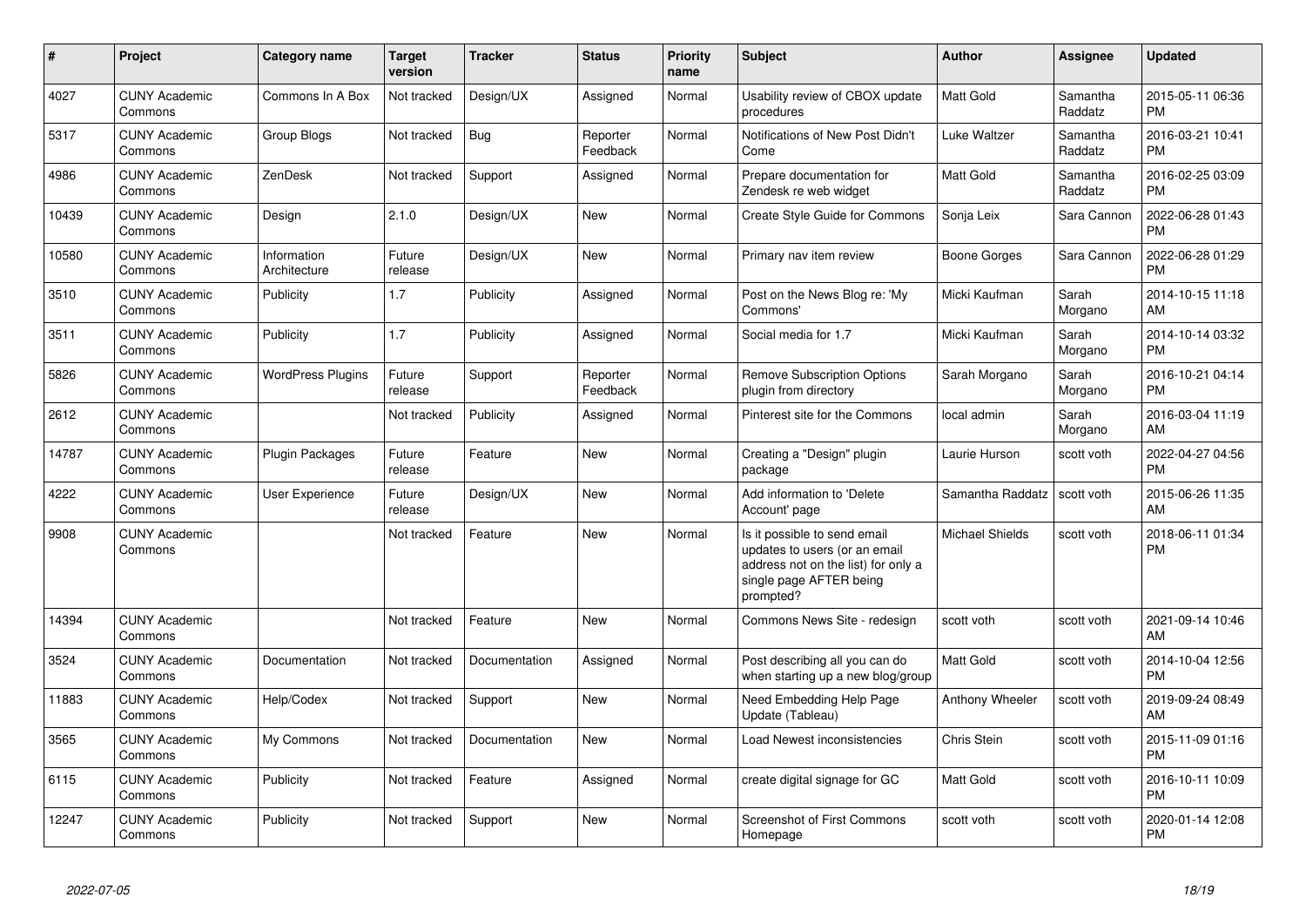| # | Project | Category name | Target version | Tracker | Status | Priority name | Subject | Author | Assignee | Updated |
|---|---|---|---|---|---|---|---|---|---|---|
| 4027 | CUNY Academic Commons | Commons In A Box | Not tracked | Design/UX | Assigned | Normal | Usability review of CBOX update procedures | Matt Gold | Samantha Raddatz | 2015-05-11 06:36 PM |
| 5317 | CUNY Academic Commons | Group Blogs | Not tracked | Bug | Reporter Feedback | Normal | Notifications of New Post Didn't Come | Luke Waltzer | Samantha Raddatz | 2016-03-21 10:41 PM |
| 4986 | CUNY Academic Commons | ZenDesk | Not tracked | Support | Assigned | Normal | Prepare documentation for Zendesk re web widget | Matt Gold | Samantha Raddatz | 2016-02-25 03:09 PM |
| 10439 | CUNY Academic Commons | Design | 2.1.0 | Design/UX | New | Normal | Create Style Guide for Commons | Sonja Leix | Sara Cannon | 2022-06-28 01:43 PM |
| 10580 | CUNY Academic Commons | Information Architecture | Future release | Design/UX | New | Normal | Primary nav item review | Boone Gorges | Sara Cannon | 2022-06-28 01:29 PM |
| 3510 | CUNY Academic Commons | Publicity | 1.7 | Publicity | Assigned | Normal | Post on the News Blog re: 'My Commons' | Micki Kaufman | Sarah Morgano | 2014-10-15 11:18 AM |
| 3511 | CUNY Academic Commons | Publicity | 1.7 | Publicity | Assigned | Normal | Social media for 1.7 | Micki Kaufman | Sarah Morgano | 2014-10-14 03:32 PM |
| 5826 | CUNY Academic Commons | WordPress Plugins | Future release | Support | Reporter Feedback | Normal | Remove Subscription Options plugin from directory | Sarah Morgano | Sarah Morgano | 2016-10-21 04:14 PM |
| 2612 | CUNY Academic Commons | | Not tracked | Publicity | Assigned | Normal | Pinterest site for the Commons | local admin | Sarah Morgano | 2016-03-04 11:19 AM |
| 14787 | CUNY Academic Commons | Plugin Packages | Future release | Feature | New | Normal | Creating a "Design" plugin package | Laurie Hurson | scott voth | 2022-04-27 04:56 PM |
| 4222 | CUNY Academic Commons | User Experience | Future release | Design/UX | New | Normal | Add information to 'Delete Account' page | Samantha Raddatz | scott voth | 2015-06-26 11:35 AM |
| 9908 | CUNY Academic Commons | | Not tracked | Feature | New | Normal | Is it possible to send email updates to users (or an email address not on the list) for only a single page AFTER being prompted? | Michael Shields | scott voth | 2018-06-11 01:34 PM |
| 14394 | CUNY Academic Commons | | Not tracked | Feature | New | Normal | Commons News Site - redesign | scott voth | scott voth | 2021-09-14 10:46 AM |
| 3524 | CUNY Academic Commons | Documentation | Not tracked | Documentation | Assigned | Normal | Post describing all you can do when starting up a new blog/group | Matt Gold | scott voth | 2014-10-04 12:56 PM |
| 11883 | CUNY Academic Commons | Help/Codex | Not tracked | Support | New | Normal | Need Embedding Help Page Update (Tableau) | Anthony Wheeler | scott voth | 2019-09-24 08:49 AM |
| 3565 | CUNY Academic Commons | My Commons | Not tracked | Documentation | New | Normal | Load Newest inconsistencies | Chris Stein | scott voth | 2015-11-09 01:16 PM |
| 6115 | CUNY Academic Commons | Publicity | Not tracked | Feature | Assigned | Normal | create digital signage for GC | Matt Gold | scott voth | 2016-10-11 10:09 PM |
| 12247 | CUNY Academic Commons | Publicity | Not tracked | Support | New | Normal | Screenshot of First Commons Homepage | scott voth | scott voth | 2020-01-14 12:08 PM |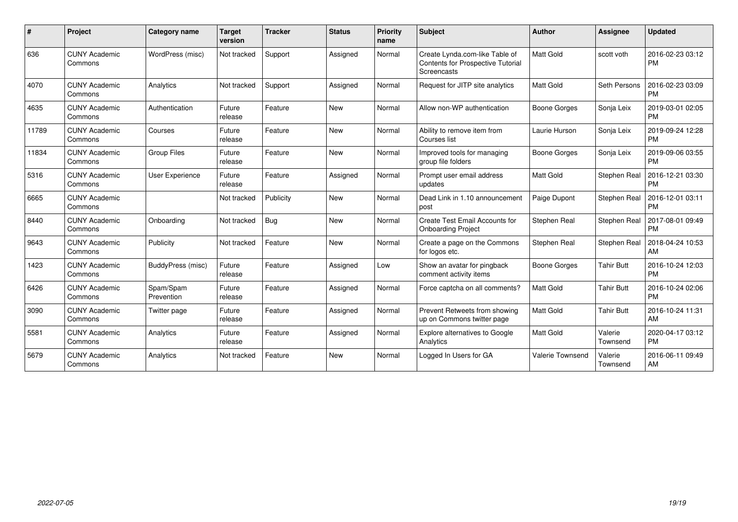| # | Project | Category name | Target version | Tracker | Status | Priority name | Subject | Author | Assignee | Updated |
|---|---|---|---|---|---|---|---|---|---|---|
| 636 | CUNY Academic Commons | WordPress (misc) | Not tracked | Support | Assigned | Normal | Create Lynda.com-like Table of Contents for Prospective Tutorial Screencasts | Matt Gold | scott voth | 2016-02-23 03:12 PM |
| 4070 | CUNY Academic Commons | Analytics | Not tracked | Support | Assigned | Normal | Request for JITP site analytics | Matt Gold | Seth Persons | 2016-02-23 03:09 PM |
| 4635 | CUNY Academic Commons | Authentication | Future release | Feature | New | Normal | Allow non-WP authentication | Boone Gorges | Sonja Leix | 2019-03-01 02:05 PM |
| 11789 | CUNY Academic Commons | Courses | Future release | Feature | New | Normal | Ability to remove item from Courses list | Laurie Hurson | Sonja Leix | 2019-09-24 12:28 PM |
| 11834 | CUNY Academic Commons | Group Files | Future release | Feature | New | Normal | Improved tools for managing group file folders | Boone Gorges | Sonja Leix | 2019-09-06 03:55 PM |
| 5316 | CUNY Academic Commons | User Experience | Future release | Feature | Assigned | Normal | Prompt user email address updates | Matt Gold | Stephen Real | 2016-12-21 03:30 PM |
| 6665 | CUNY Academic Commons | | Not tracked | Publicity | New | Normal | Dead Link in 1.10 announcement post | Paige Dupont | Stephen Real | 2016-12-01 03:11 PM |
| 8440 | CUNY Academic Commons | Onboarding | Not tracked | Bug | New | Normal | Create Test Email Accounts for Onboarding Project | Stephen Real | Stephen Real | 2017-08-01 09:49 PM |
| 9643 | CUNY Academic Commons | Publicity | Not tracked | Feature | New | Normal | Create a page on the Commons for logos etc. | Stephen Real | Stephen Real | 2018-04-24 10:53 AM |
| 1423 | CUNY Academic Commons | BuddyPress (misc) | Future release | Feature | Assigned | Low | Show an avatar for pingback comment activity items | Boone Gorges | Tahir Butt | 2016-10-24 12:03 PM |
| 6426 | CUNY Academic Commons | Spam/Spam Prevention | Future release | Feature | Assigned | Normal | Force captcha on all comments? | Matt Gold | Tahir Butt | 2016-10-24 02:06 PM |
| 3090 | CUNY Academic Commons | Twitter page | Future release | Feature | Assigned | Normal | Prevent Retweets from showing up on Commons twitter page | Matt Gold | Tahir Butt | 2016-10-24 11:31 AM |
| 5581 | CUNY Academic Commons | Analytics | Future release | Feature | Assigned | Normal | Explore alternatives to Google Analytics | Matt Gold | Valerie Townsend | 2020-04-17 03:12 PM |
| 5679 | CUNY Academic Commons | Analytics | Not tracked | Feature | New | Normal | Logged In Users for GA | Valerie Townsend | Valerie Townsend | 2016-06-11 09:49 AM |